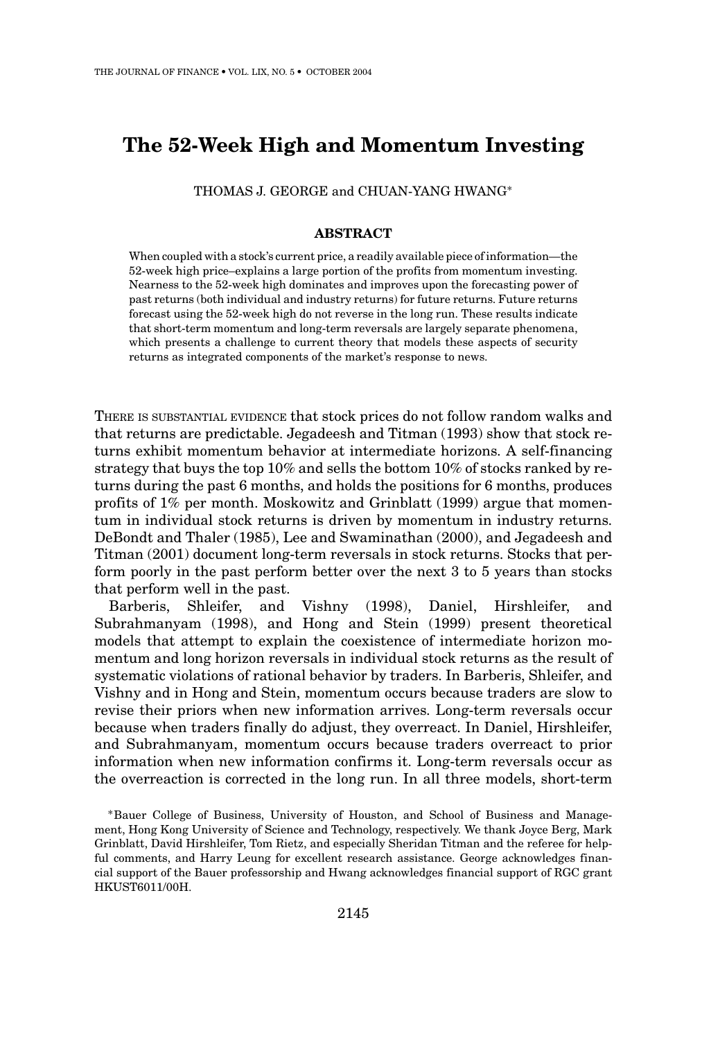# The 52-Week High and Momentum Investing

THOMAS J. GEORGE and CHUAN-YANG HWANG*

## ABSTRACT

When coupled with a stock's current price, a readily available piece of information—the 52-week high price–explains a large portion of the profits from momentum investing. Nearness to the 52-week high dominates and improves upon the forecasting power of past returns (both individual and industry returns) for future returns. Future returns forecast using the 52-week high do not reverse in the long run. These results indicate that short-term momentum and long-term reversals are largely separate phenomena, which presents a challenge to current theory that models these aspects of security returns as integrated components of the market's response to news.

THERE IS SUBSTANTIAL EVIDENCE that stock prices do not follow random walks and that returns are predictable. Jegadeesh and Titman (1993) show that stock returns exhibit momentum behavior at intermediate horizons. A self-financing strategy that buys the top 10% and sells the bottom 10% of stocks ranked by returns during the past 6 months, and holds the positions for 6 months, produces profits of 1% per month. Moskowitz and Grinblatt (1999) argue that momentum in individual stock returns is driven by momentum in industry returns. DeBondt and Thaler (1985), Lee and Swaminathan (2000), and Jegadeesh and Titman (2001) document long-term reversals in stock returns. Stocks that perform poorly in the past perform better over the next 3 to 5 years than stocks that perform well in the past.

Barberis, Shleifer, and Vishny (1998), Daniel, Hirshleifer, and Subrahmanyam (1998), and Hong and Stein (1999) present theoretical models that attempt to explain the coexistence of intermediate horizon momentum and long horizon reversals in individual stock returns as the result of systematic violations of rational behavior by traders. In Barberis, Shleifer, and Vishny and in Hong and Stein, momentum occurs because traders are slow to revise their priors when new information arrives. Long-term reversals occur because when traders finally do adjust, they overreact. In Daniel, Hirshleifer, and Subrahmanyam, momentum occurs because traders overreact to prior information when new information confirms it. Long-term reversals occur as the overreaction is corrected in the long run. In all three models, short-term

*Bauer College of Business, University of Houston, and School of Business and Management, Hong Kong University of Science and Technology, respectively. We thank Joyce Berg, Mark Grinblatt, David Hirshleifer, Tom Rietz, and especially Sheridan Titman and the referee for helpful comments, and Harry Leung for excellent research assistance. George acknowledges financial support of the Bauer professorship and Hwang acknowledges financial support of RGC grant HKUST6011/00H.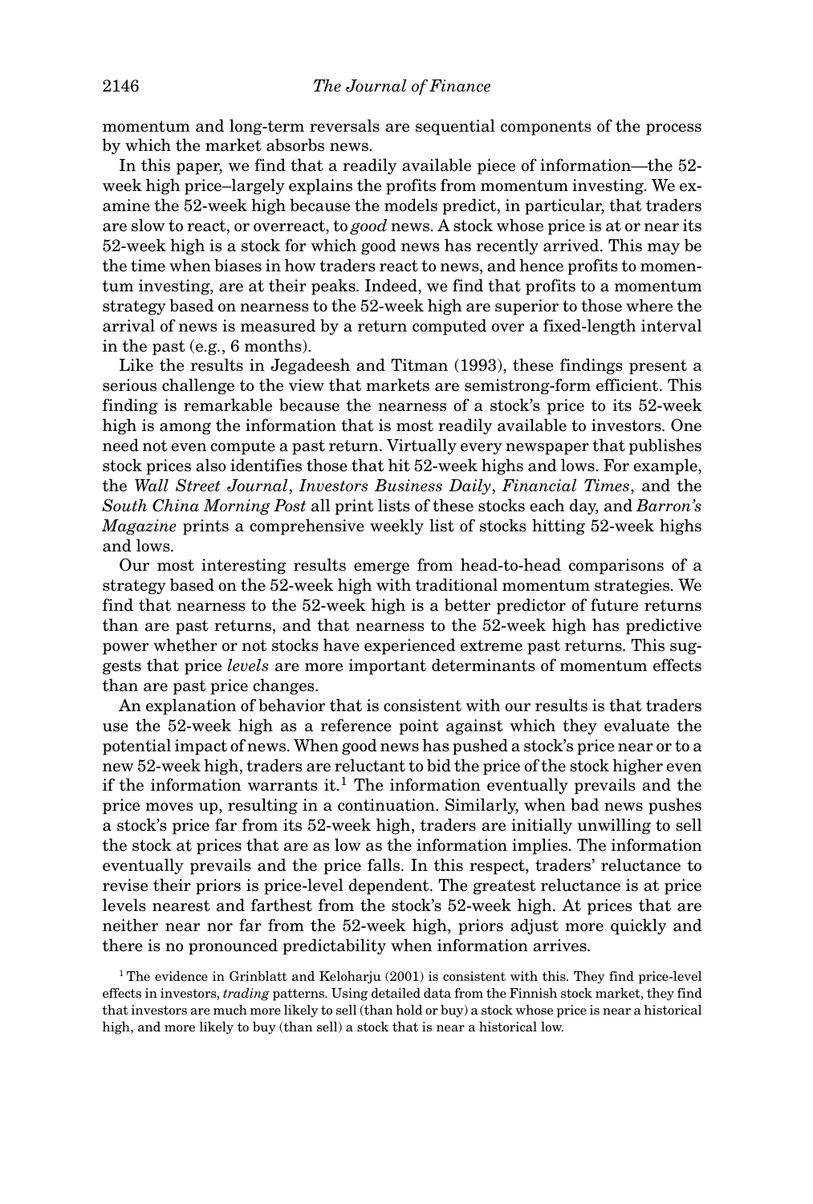momentum and long-term reversals are sequential components of the process by which the market absorbs news.

In this paper, we find that a readily available piece of information—the 52-week high price–largely explains the profits from momentum investing. We examine the 52-week high because the models predict, in particular, that traders are slow to react, or overreact, to *good* news. A stock whose price is at or near its 52-week high is a stock for which good news has recently arrived. This may be the time when biases in how traders react to news, and hence profits to momentum investing, are at their peaks. Indeed, we find that profits to a momentum strategy based on nearness to the 52-week high are superior to those where the arrival of news is measured by a return computed over a fixed-length interval in the past (e.g., 6 months).

Like the results in Jegadeesh and Titman (1993), these findings present a serious challenge to the view that markets are semistrong-form efficient. This finding is remarkable because the nearness of a stock's price to its 52-week high is among the information that is most readily available to investors. One need not even compute a past return. Virtually every newspaper that publishes stock prices also identifies those that hit 52-week highs and lows. For example, the *Wall Street Journal*, *Investors Business Daily*, *Financial Times*, and the *South China Morning Post* all print lists of these stocks each day, and *Barron's Magazine* prints a comprehensive weekly list of stocks hitting 52-week highs and lows.

Our most interesting results emerge from head-to-head comparisons of a strategy based on the 52-week high with traditional momentum strategies. We find that nearness to the 52-week high is a better predictor of future returns than are past returns, and that nearness to the 52-week high has predictive power whether or not stocks have experienced extreme past returns. This suggests that price *levels* are more important determinants of momentum effects than are past price changes.

An explanation of behavior that is consistent with our results is that traders use the 52-week high as a reference point against which they evaluate the potential impact of news. When good news has pushed a stock's price near or to a new 52-week high, traders are reluctant to bid the price of the stock higher even if the information warrants it.[1] The information eventually prevails and the price moves up, resulting in a continuation. Similarly, when bad news pushes a stock's price far from its 52-week high, traders are initially unwilling to sell the stock at prices that are as low as the information implies. The information eventually prevails and the price falls. In this respect, traders' reluctance to revise their priors is price-level dependent. The greatest reluctance is at price levels nearest and farthest from the stock's 52-week high. At prices that are neither near nor far from the 52-week high, priors adjust more quickly and there is no pronounced predictability when information arrives.

[1] The evidence in Grinblatt and Keloharju (2001) is consistent with this. They find price-level effects in investors, *trading* patterns. Using detailed data from the Finnish stock market, they find that investors are much more likely to sell (than hold or buy) a stock whose price is near a historical high, and more likely to buy (than sell) a stock that is near a historical low.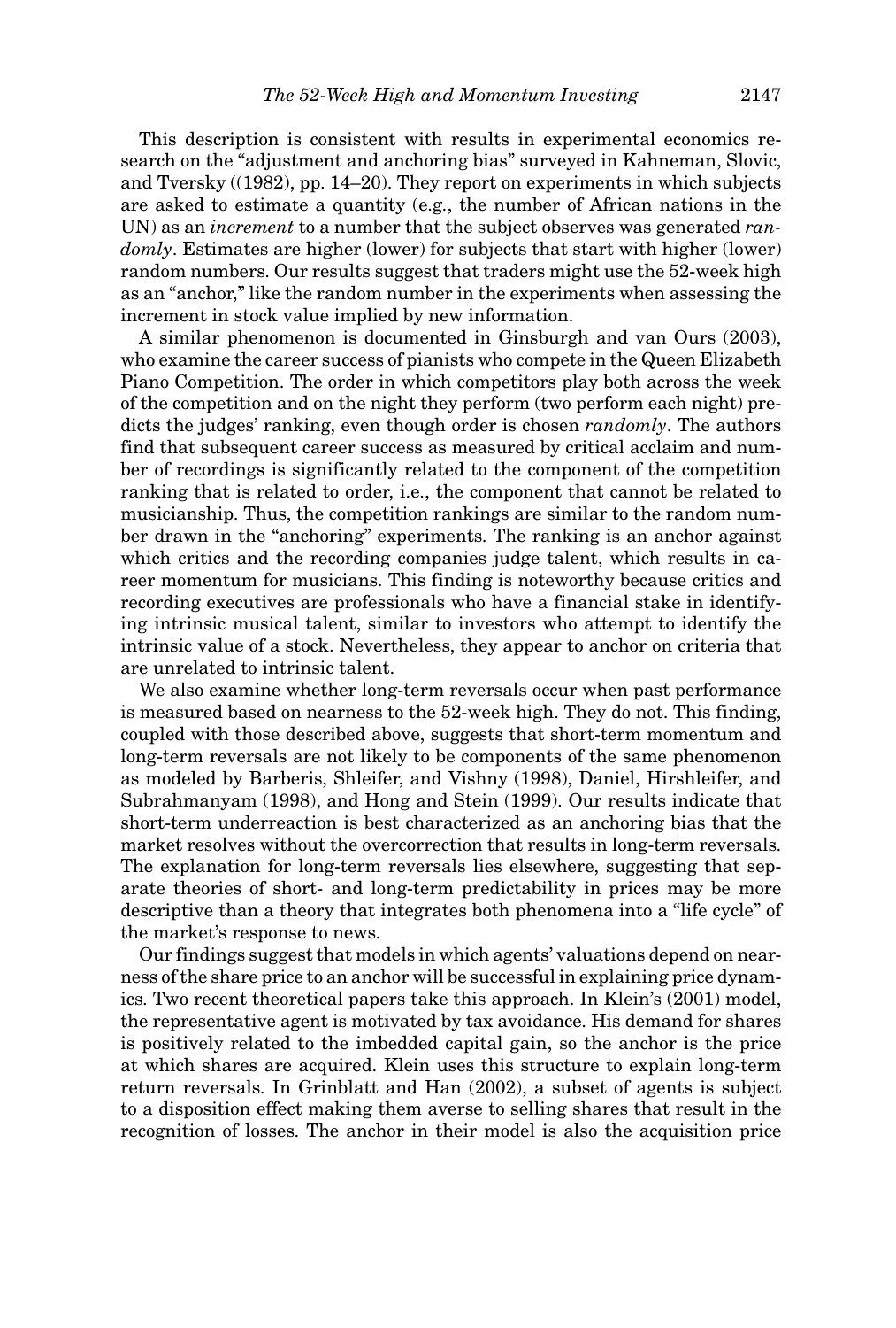This description is consistent with results in experimental economics research on the "adjustment and anchoring bias" surveyed in Kahneman, Slovic, and Tversky ((1982), pp. 14–20). They report on experiments in which subjects are asked to estimate a quantity (e.g., the number of African nations in the UN) as an *increment* to a number that the subject observes was generated *randomly*. Estimates are higher (lower) for subjects that start with higher (lower) random numbers. Our results suggest that traders might use the 52-week high as an "anchor," like the random number in the experiments when assessing the increment in stock value implied by new information.

A similar phenomenon is documented in Ginsburgh and van Ours (2003), who examine the career success of pianists who compete in the Queen Elizabeth Piano Competition. The order in which competitors play both across the week of the competition and on the night they perform (two perform each night) predicts the judges' ranking, even though order is chosen *randomly*. The authors find that subsequent career success as measured by critical acclaim and number of recordings is significantly related to the component of the competition ranking that is related to order, i.e., the component that cannot be related to musicianship. Thus, the competition rankings are similar to the random number drawn in the "anchoring" experiments. The ranking is an anchor against which critics and the recording companies judge talent, which results in career momentum for musicians. This finding is noteworthy because critics and recording executives are professionals who have a financial stake in identifying intrinsic musical talent, similar to investors who attempt to identify the intrinsic value of a stock. Nevertheless, they appear to anchor on criteria that are unrelated to intrinsic talent.

We also examine whether long-term reversals occur when past performance is measured based on nearness to the 52-week high. They do not. This finding, coupled with those described above, suggests that short-term momentum and long-term reversals are not likely to be components of the same phenomenon as modeled by Barberis, Shleifer, and Vishny (1998), Daniel, Hirshleifer, and Subrahmanyam (1998), and Hong and Stein (1999). Our results indicate that short-term underreaction is best characterized as an anchoring bias that the market resolves without the overcorrection that results in long-term reversals. The explanation for long-term reversals lies elsewhere, suggesting that separate theories of short- and long-term predictability in prices may be more descriptive than a theory that integrates both phenomena into a "life cycle" of the market's response to news.

Our findings suggest that models in which agents' valuations depend on nearness of the share price to an anchor will be successful in explaining price dynamics. Two recent theoretical papers take this approach. In Klein's (2001) model, the representative agent is motivated by tax avoidance. His demand for shares is positively related to the imbedded capital gain, so the anchor is the price at which shares are acquired. Klein uses this structure to explain long-term return reversals. In Grinblatt and Han (2002), a subset of agents is subject to a disposition effect making them averse to selling shares that result in the recognition of losses. The anchor in their model is also the acquisition price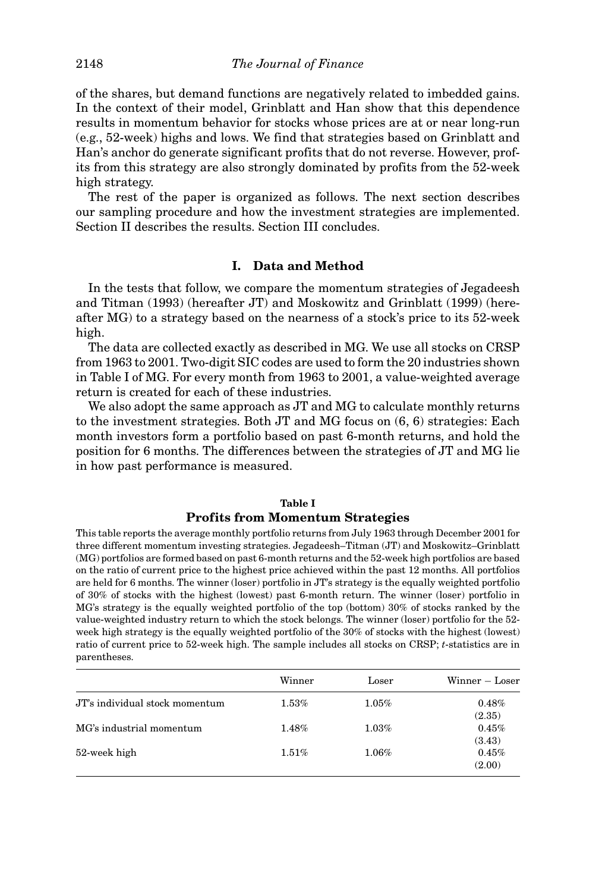of the shares, but demand functions are negatively related to imbedded gains. In the context of their model, Grinblatt and Han show that this dependence results in momentum behavior for stocks whose prices are at or near long-run (e.g., 52-week) highs and lows. We find that strategies based on Grinblatt and Han's anchor do generate significant profits that do not reverse. However, profits from this strategy are also strongly dominated by profits from the 52-week high strategy.

The rest of the paper is organized as follows. The next section describes our sampling procedure and how the investment strategies are implemented. Section II describes the results. Section III concludes.

## I. Data and Method

In the tests that follow, we compare the momentum strategies of Jegadeesh and Titman (1993) (hereafter JT) and Moskowitz and Grinblatt (1999) (hereafter MG) to a strategy based on the nearness of a stock's price to its 52-week high.

The data are collected exactly as described in MG. We use all stocks on CRSP from 1963 to 2001. Two-digit SIC codes are used to form the 20 industries shown in Table I of MG. For every month from 1963 to 2001, a value-weighted average return is created for each of these industries.

We also adopt the same approach as JT and MG to calculate monthly returns to the investment strategies. Both JT and MG focus on (6, 6) strategies: Each month investors form a portfolio based on past 6-month returns, and hold the position for 6 months. The differences between the strategies of JT and MG lie in how past performance is measured.

**Table I**

**Profits from Momentum Strategies**

This table reports the average monthly portfolio returns from July 1963 through December 2001 for three different momentum investing strategies. Jegadeesh–Titman (JT) and Moskowitz–Grinblatt (MG) portfolios are formed based on past 6-month returns and the 52-week high portfolios are based on the ratio of current price to the highest price achieved within the past 12 months. All portfolios are held for 6 months. The winner (loser) portfolio in JT's strategy is the equally weighted portfolio of 30% of stocks with the highest (lowest) past 6-month return. The winner (loser) portfolio in MG's strategy is the equally weighted portfolio of the top (bottom) 30% of stocks ranked by the value-weighted industry return to which the stock belongs. The winner (loser) portfolio for the 52-week high strategy is the equally weighted portfolio of the 30% of stocks with the highest (lowest) ratio of current price to 52-week high. The sample includes all stocks on CRSP; *t*-statistics are in parentheses.

| | Winner | Loser | Winner − Loser |
|---|---|---|---|
| JT's individual stock momentum | 1.53% | 1.05% | 0.48% |
| | | | (2.35) |
| MG's industrial momentum | 1.48% | 1.03% | 0.45% |
| | | | (3.43) |
| 52-week high | 1.51% | 1.06% | 0.45% |
| | | | (2.00) |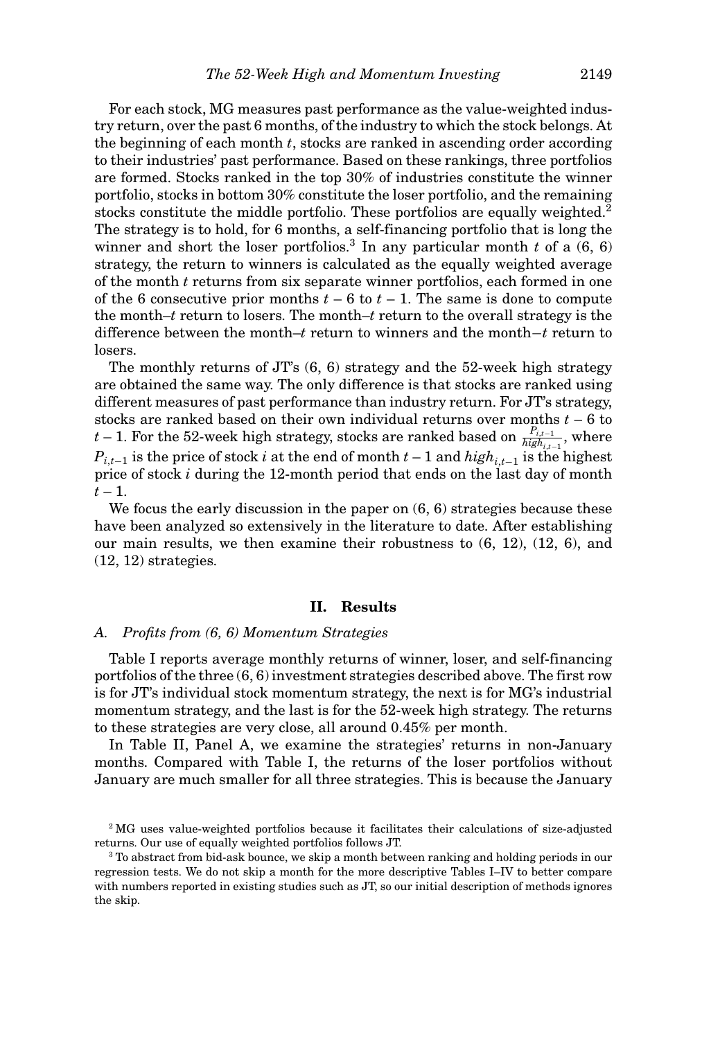For each stock, MG measures past performance as the value-weighted industry return, over the past 6 months, of the industry to which the stock belongs. At the beginning of each month $t$, stocks are ranked in ascending order according to their industries' past performance. Based on these rankings, three portfolios are formed. Stocks ranked in the top 30% of industries constitute the winner portfolio, stocks in bottom 30% constitute the loser portfolio, and the remaining stocks constitute the middle portfolio. These portfolios are equally weighted.[2] The strategy is to hold, for 6 months, a self-financing portfolio that is long the winner and short the loser portfolios.[3] In any particular month $t$ of a (6, 6) strategy, the return to winners is calculated as the equally weighted average of the month $t$ returns from six separate winner portfolios, each formed in one of the 6 consecutive prior months $t-6$ to $t-1$. The same is done to compute the month–$t$ return to losers. The month–$t$ return to the overall strategy is the difference between the month–$t$ return to winners and the month$-t$ return to losers.

The monthly returns of JT's (6, 6) strategy and the 52-week high strategy are obtained the same way. The only difference is that stocks are ranked using different measures of past performance than industry return. For JT's strategy, stocks are ranked based on their own individual returns over months $t-6$ to $t-1$. For the 52-week high strategy, stocks are ranked based on $\frac{P_{i,t-1}}{high_{i,t-1}}$, where $P_{i,t-1}$ is the price of stock $i$ at the end of month $t-1$ and $high_{i,t-1}$ is the highest price of stock $i$ during the 12-month period that ends on the last day of month $t-1$.

We focus the early discussion in the paper on (6, 6) strategies because these have been analyzed so extensively in the literature to date. After establishing our main results, we then examine their robustness to (6, 12), (12, 6), and (12, 12) strategies.

## II. Results

### A. *Profits from (6, 6) Momentum Strategies*

Table I reports average monthly returns of winner, loser, and self-financing portfolios of the three (6, 6) investment strategies described above. The first row is for JT's individual stock momentum strategy, the next is for MG's industrial momentum strategy, and the last is for the 52-week high strategy. The returns to these strategies are very close, all around 0.45% per month.

In Table II, Panel A, we examine the strategies' returns in non-January months. Compared with Table I, the returns of the loser portfolios without January are much smaller for all three strategies. This is because the January

[2] MG uses value-weighted portfolios because it facilitates their calculations of size-adjusted returns. Our use of equally weighted portfolios follows JT.

[3] To abstract from bid-ask bounce, we skip a month between ranking and holding periods in our regression tests. We do not skip a month for the more descriptive Tables I–IV to better compare with numbers reported in existing studies such as JT, so our initial description of methods ignores the skip.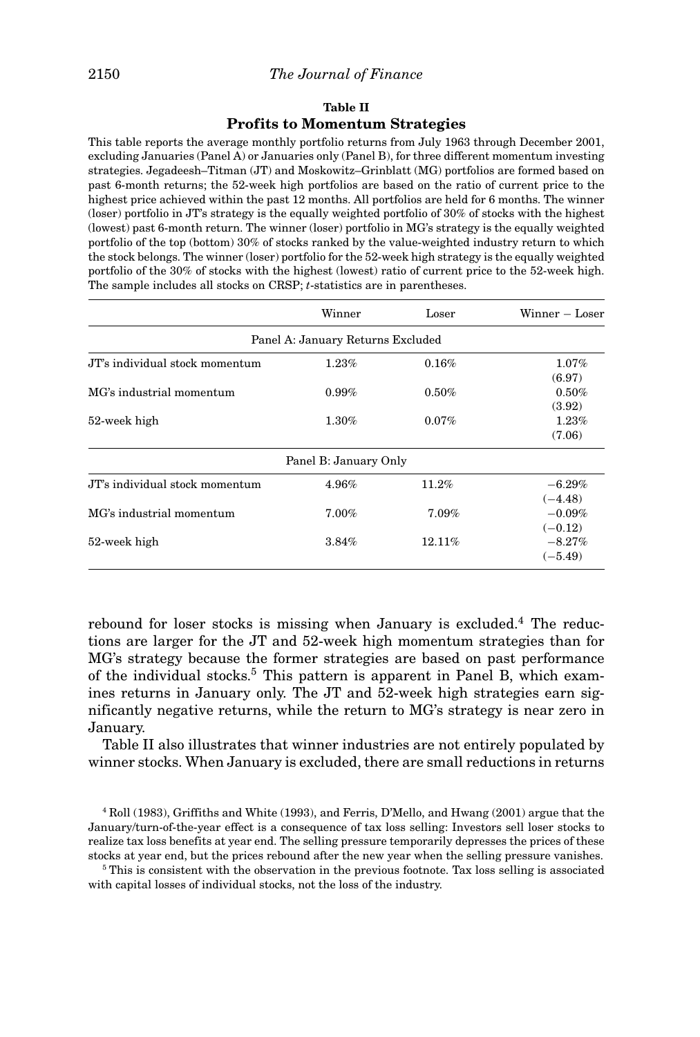**Table II**

**Profits to Momentum Strategies**

This table reports the average monthly portfolio returns from July 1963 through December 2001, excluding Januaries (Panel A) or Januaries only (Panel B), for three different momentum investing strategies. Jegadeesh–Titman (JT) and Moskowitz–Grinblatt (MG) portfolios are formed based on past 6-month returns; the 52-week high portfolios are based on the ratio of current price to the highest price achieved within the past 12 months. All portfolios are held for 6 months. The winner (loser) portfolio in JT's strategy is the equally weighted portfolio of 30% of stocks with the highest (lowest) past 6-month return. The winner (loser) portfolio in MG's strategy is the equally weighted portfolio of the top (bottom) 30% of stocks ranked by the value-weighted industry return to which the stock belongs. The winner (loser) portfolio for the 52-week high strategy is the equally weighted portfolio of the 30% of stocks with the highest (lowest) ratio of current price to the 52-week high. The sample includes all stocks on CRSP; *t*-statistics are in parentheses.

| | Winner | Loser | Winner − Loser |
|---|---|---|---|
| | Panel A: January Returns Excluded | | |
| JT's individual stock momentum | 1.23% | 0.16% | 1.07% |
| | | | (6.97) |
| MG's industrial momentum | 0.99% | 0.50% | 0.50% |
| | | | (3.92) |
| 52-week high | 1.30% | 0.07% | 1.23% |
| | | | (7.06) |
| | Panel B: January Only | | |
| JT's individual stock momentum | 4.96% | 11.2% | −6.29% |
| | | | (−4.48) |
| MG's industrial momentum | 7.00% | 7.09% | −0.09% |
| | | | (−0.12) |
| 52-week high | 3.84% | 12.11% | −8.27% |
| | | | (−5.49) |

rebound for loser stocks is missing when January is excluded.[4] The reductions are larger for the JT and 52-week high momentum strategies than for MG's strategy because the former strategies are based on past performance of the individual stocks.[5] This pattern is apparent in Panel B, which examines returns in January only. The JT and 52-week high strategies earn significantly negative returns, while the return to MG's strategy is near zero in January.

Table II also illustrates that winner industries are not entirely populated by winner stocks. When January is excluded, there are small reductions in returns

[4] Roll (1983), Griffiths and White (1993), and Ferris, D'Mello, and Hwang (2001) argue that the January/turn-of-the-year effect is a consequence of tax loss selling: Investors sell loser stocks to realize tax loss benefits at year end. The selling pressure temporarily depresses the prices of these stocks at year end, but the prices rebound after the new year when the selling pressure vanishes.

[5] This is consistent with the observation in the previous footnote. Tax loss selling is associated with capital losses of individual stocks, not the loss of the industry.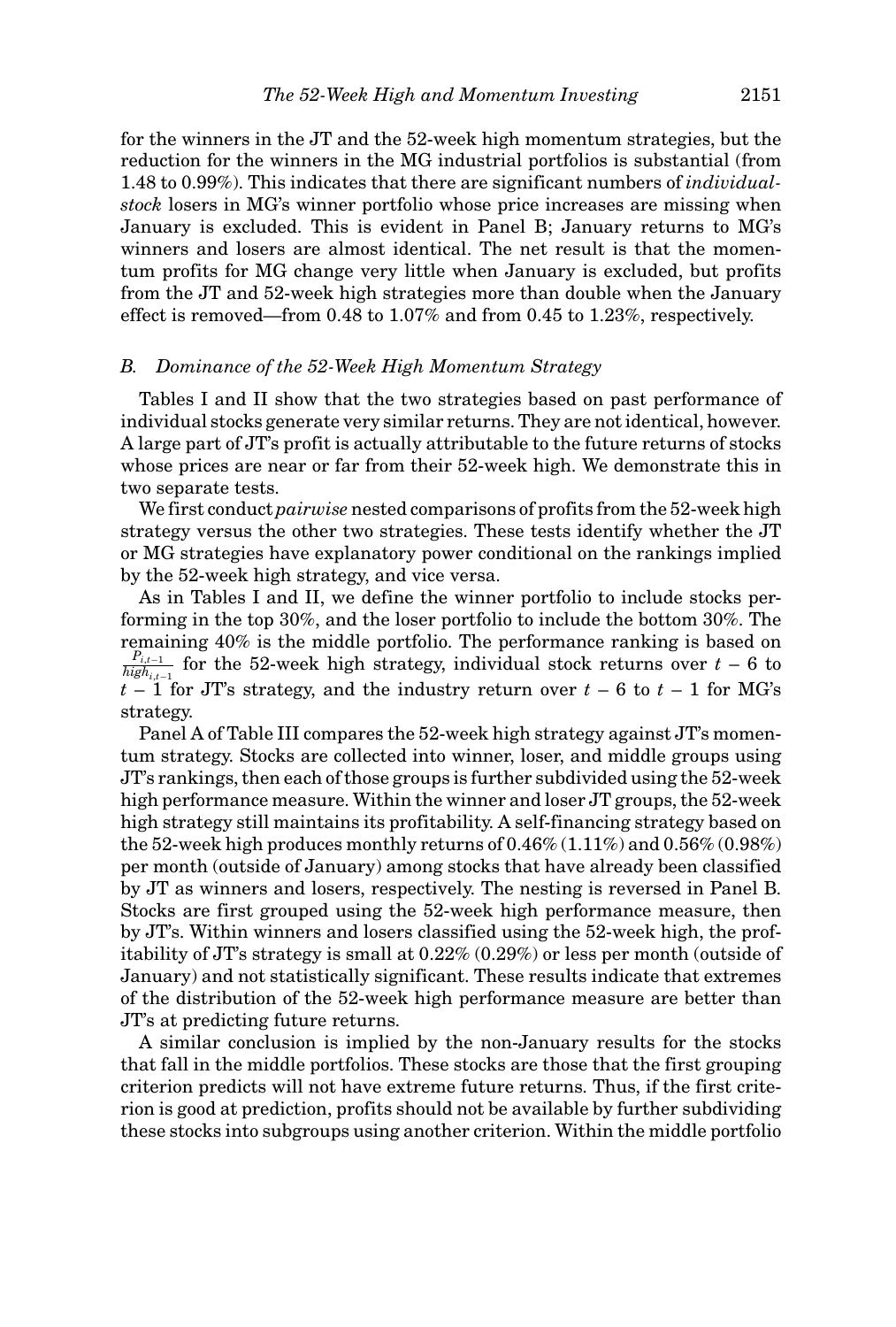for the winners in the JT and the 52-week high momentum strategies, but the reduction for the winners in the MG industrial portfolios is substantial (from 1.48 to 0.99%). This indicates that there are significant numbers of *individual-stock* losers in MG's winner portfolio whose price increases are missing when January is excluded. This is evident in Panel B; January returns to MG's winners and losers are almost identical. The net result is that the momentum profits for MG change very little when January is excluded, but profits from the JT and 52-week high strategies more than double when the January effect is removed—from 0.48 to 1.07% and from 0.45 to 1.23%, respectively.

## *B. Dominance of the 52-Week High Momentum Strategy*

Tables I and II show that the two strategies based on past performance of individual stocks generate very similar returns. They are not identical, however. A large part of JT's profit is actually attributable to the future returns of stocks whose prices are near or far from their 52-week high. We demonstrate this in two separate tests.

We first conduct *pairwise* nested comparisons of profits from the 52-week high strategy versus the other two strategies. These tests identify whether the JT or MG strategies have explanatory power conditional on the rankings implied by the 52-week high strategy, and vice versa.

As in Tables I and II, we define the winner portfolio to include stocks performing in the top 30%, and the loser portfolio to include the bottom 30%. The remaining 40% is the middle portfolio. The performance ranking is based on $\frac{P_{i,t-1}}{high_{i,t-1}}$ for the 52-week high strategy, individual stock returns over $t-6$ to $t-1$ for JT's strategy, and the industry return over $t-6$ to $t-1$ for MG's strategy.

Panel A of Table III compares the 52-week high strategy against JT's momentum strategy. Stocks are collected into winner, loser, and middle groups using JT's rankings, then each of those groups is further subdivided using the 52-week high performance measure. Within the winner and loser JT groups, the 52-week high strategy still maintains its profitability. A self-financing strategy based on the 52-week high produces monthly returns of 0.46% (1.11%) and 0.56% (0.98%) per month (outside of January) among stocks that have already been classified by JT as winners and losers, respectively. The nesting is reversed in Panel B. Stocks are first grouped using the 52-week high performance measure, then by JT's. Within winners and losers classified using the 52-week high, the profitability of JT's strategy is small at 0.22% (0.29%) or less per month (outside of January) and not statistically significant. These results indicate that extremes of the distribution of the 52-week high performance measure are better than JT's at predicting future returns.

A similar conclusion is implied by the non-January results for the stocks that fall in the middle portfolios. These stocks are those that the first grouping criterion predicts will not have extreme future returns. Thus, if the first criterion is good at prediction, profits should not be available by further subdividing these stocks into subgroups using another criterion. Within the middle portfolio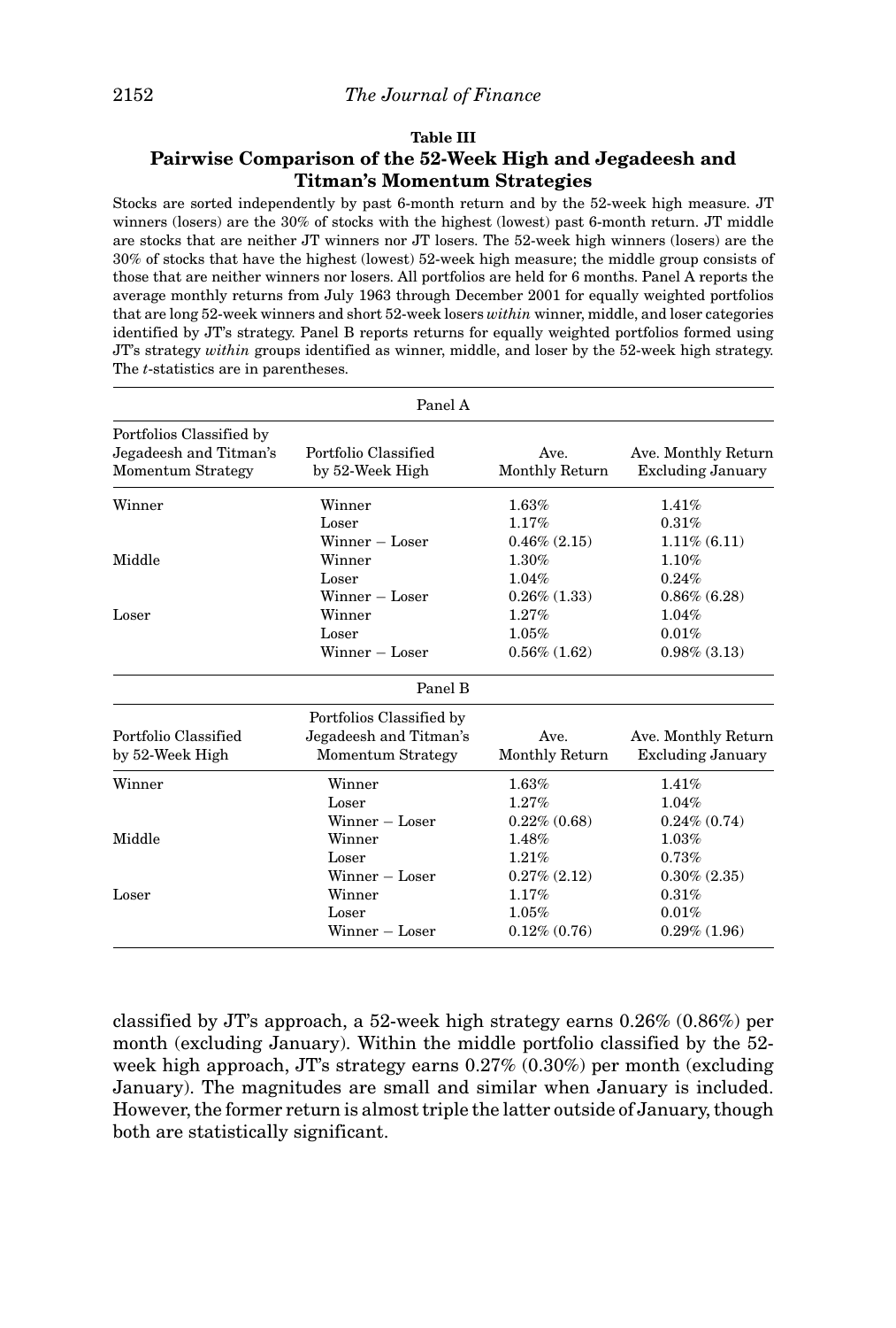**Table III**

**Pairwise Comparison of the 52-Week High and Jegadeesh and Titman's Momentum Strategies**

Stocks are sorted independently by past 6-month return and by the 52-week high measure. JT winners (losers) are the 30% of stocks with the highest (lowest) past 6-month return. JT middle are stocks that are neither JT winners nor JT losers. The 52-week high winners (losers) are the 30% of stocks that have the highest (lowest) 52-week high measure; the middle group consists of those that are neither winners nor losers. All portfolios are held for 6 months. Panel A reports the average monthly returns from July 1963 through December 2001 for equally weighted portfolios that are long 52-week winners and short 52-week losers *within* winner, middle, and loser categories identified by JT's strategy. Panel B reports returns for equally weighted portfolios formed using JT's strategy *within* groups identified as winner, middle, and loser by the 52-week high strategy. The *t*-statistics are in parentheses.

Panel A

| Portfolios Classified by Jegadeesh and Titman's Momentum Strategy | Portfolio Classified by 52-Week High | Ave. Monthly Return | Ave. Monthly Return Excluding January |
|---|---|---|---|
| Winner | Winner | 1.63% | 1.41% |
| | Loser | 1.17% | 0.31% |
| | Winner − Loser | 0.46% (2.15) | 1.11% (6.11) |
| Middle | Winner | 1.30% | 1.10% |
| | Loser | 1.04% | 0.24% |
| | Winner − Loser | 0.26% (1.33) | 0.86% (6.28) |
| Loser | Winner | 1.27% | 1.04% |
| | Loser | 1.05% | 0.01% |
| | Winner − Loser | 0.56% (1.62) | 0.98% (3.13) |

Panel B

| Portfolio Classified by 52-Week High | Portfolios Classified by Jegadeesh and Titman's Momentum Strategy | Ave. Monthly Return | Ave. Monthly Return Excluding January |
|---|---|---|---|
| Winner | Winner | 1.63% | 1.41% |
| | Loser | 1.27% | 1.04% |
| | Winner − Loser | 0.22% (0.68) | 0.24% (0.74) |
| Middle | Winner | 1.48% | 1.03% |
| | Loser | 1.21% | 0.73% |
| | Winner − Loser | 0.27% (2.12) | 0.30% (2.35) |
| Loser | Winner | 1.17% | 0.31% |
| | Loser | 1.05% | 0.01% |
| | Winner − Loser | 0.12% (0.76) | 0.29% (1.96) |

classified by JT's approach, a 52-week high strategy earns 0.26% (0.86%) per month (excluding January). Within the middle portfolio classified by the 52-week high approach, JT's strategy earns 0.27% (0.30%) per month (excluding January). The magnitudes are small and similar when January is included. However, the former return is almost triple the latter outside of January, though both are statistically significant.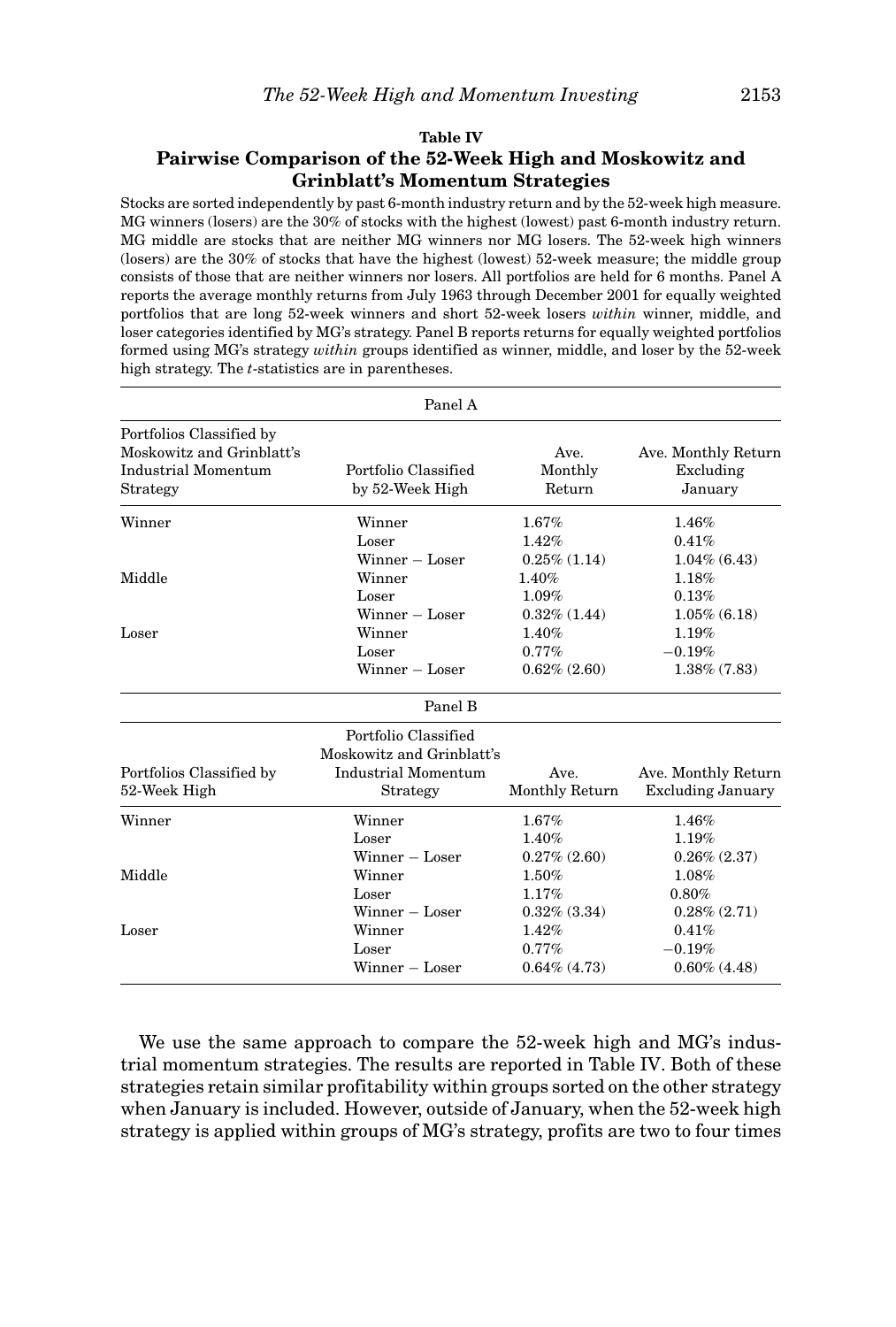**Table IV**

**Pairwise Comparison of the 52-Week High and Moskowitz and Grinblatt's Momentum Strategies**

Stocks are sorted independently by past 6-month industry return and by the 52-week high measure. MG winners (losers) are the 30% of stocks with the highest (lowest) past 6-month industry return. MG middle are stocks that are neither MG winners nor MG losers. The 52-week high winners (losers) are the 30% of stocks that have the highest (lowest) 52-week measure; the middle group consists of those that are neither winners nor losers. All portfolios are held for 6 months. Panel A reports the average monthly returns from July 1963 through December 2001 for equally weighted portfolios that are long 52-week winners and short 52-week losers *within* winner, middle, and loser categories identified by MG's strategy. Panel B reports returns for equally weighted portfolios formed using MG's strategy *within* groups identified as winner, middle, and loser by the 52-week high strategy. The *t*-statistics are in parentheses.

Panel A

| Portfolios Classified by Moskowitz and Grinblatt's Industrial Momentum Strategy | Portfolio Classified by 52-Week High | Ave. Monthly Return | Ave. Monthly Return Excluding January |
|---|---|---|---|
| Winner | Winner | 1.67% | 1.46% |
| | Loser | 1.42% | 0.41% |
| | Winner − Loser | 0.25% (1.14) | 1.04% (6.43) |
| Middle | Winner | 1.40% | 1.18% |
| | Loser | 1.09% | 0.13% |
| | Winner − Loser | 0.32% (1.44) | 1.05% (6.18) |
| Loser | Winner | 1.40% | 1.19% |
| | Loser | 0.77% | −0.19% |
| | Winner − Loser | 0.62% (2.60) | 1.38% (7.83) |

Panel B

| Portfolios Classified by 52-Week High | Portfolio Classified Moskowitz and Grinblatt's Industrial Momentum Strategy | Ave. Monthly Return | Ave. Monthly Return Excluding January |
|---|---|---|---|
| Winner | Winner | 1.67% | 1.46% |
| | Loser | 1.40% | 1.19% |
| | Winner − Loser | 0.27% (2.60) | 0.26% (2.37) |
| Middle | Winner | 1.50% | 1.08% |
| | Loser | 1.17% | 0.80% |
| | Winner − Loser | 0.32% (3.34) | 0.28% (2.71) |
| Loser | Winner | 1.42% | 0.41% |
| | Loser | 0.77% | −0.19% |
| | Winner − Loser | 0.64% (4.73) | 0.60% (4.48) |

We use the same approach to compare the 52-week high and MG's industrial momentum strategies. The results are reported in Table IV. Both of these strategies retain similar profitability within groups sorted on the other strategy when January is included. However, outside of January, when the 52-week high strategy is applied within groups of MG's strategy, profits are two to four times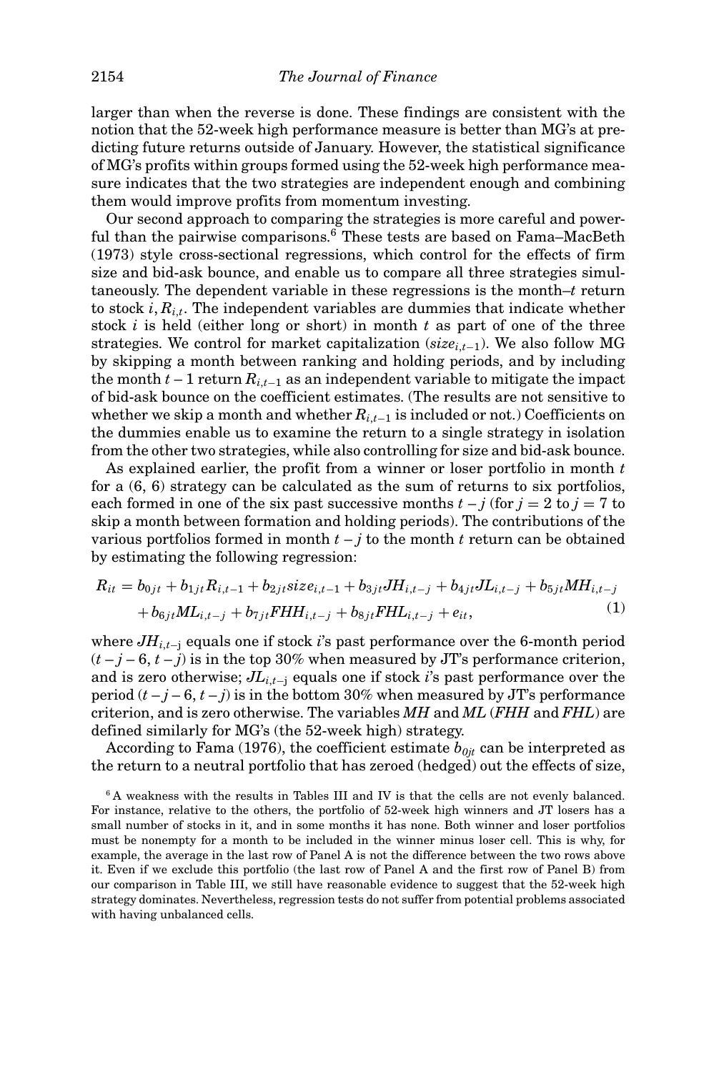larger than when the reverse is done. These findings are consistent with the notion that the 52-week high performance measure is better than MG's at predicting future returns outside of January. However, the statistical significance of MG's profits within groups formed using the 52-week high performance measure indicates that the two strategies are independent enough and combining them would improve profits from momentum investing.

Our second approach to comparing the strategies is more careful and powerful than the pairwise comparisons.[6] These tests are based on Fama–MacBeth (1973) style cross-sectional regressions, which control for the effects of firm size and bid-ask bounce, and enable us to compare all three strategies simultaneously. The dependent variable in these regressions is the month–$t$ return to stock $i, R_{i,t}$. The independent variables are dummies that indicate whether stock $i$ is held (either long or short) in month $t$ as part of one of the three strategies. We control for market capitalization ($size_{i,t-1}$). We also follow MG by skipping a month between ranking and holding periods, and by including the month $t-1$ return $R_{i,t-1}$ as an independent variable to mitigate the impact of bid-ask bounce on the coefficient estimates. (The results are not sensitive to whether we skip a month and whether $R_{i,t-1}$ is included or not.) Coefficients on the dummies enable us to examine the return to a single strategy in isolation from the other two strategies, while also controlling for size and bid-ask bounce.

As explained earlier, the profit from a winner or loser portfolio in month $t$ for a (6, 6) strategy can be calculated as the sum of returns to six portfolios, each formed in one of the six past successive months $t-j$ (for $j = 2$ to $j = 7$ to skip a month between formation and holding periods). The contributions of the various portfolios formed in month $t-j$ to the month $t$ return can be obtained by estimating the following regression:

$$R_{it} = b_{0jt} + b_{1jt}R_{i,t-1} + b_{2jt}size_{i,t-1} + b_{3jt}JH_{i,t-j} + b_{4jt}JL_{i,t-j} + b_{5jt}MH_{i,t-j} + b_{6jt}ML_{i,t-j} + b_{7jt}FHH_{i,t-j} + b_{8jt}FHL_{i,t-j} + e_{it}, \tag{1}$$

where $JH_{i,t-j}$ equals one if stock $i$'s past performance over the 6-month period $(t-j-6, t-j)$ is in the top 30% when measured by JT's performance criterion, and is zero otherwise; $JL_{i,t-j}$ equals one if stock $i$'s past performance over the period $(t-j-6, t-j)$ is in the bottom 30% when measured by JT's performance criterion, and is zero otherwise. The variables $MH$ and $ML$ ($FHH$ and $FHL$) are defined similarly for MG's (the 52-week high) strategy.

According to Fama (1976), the coefficient estimate $b_{0jt}$ can be interpreted as the return to a neutral portfolio that has zeroed (hedged) out the effects of size,

[6] A weakness with the results in Tables III and IV is that the cells are not evenly balanced. For instance, relative to the others, the portfolio of 52-week high winners and JT losers has a small number of stocks in it, and in some months it has none. Both winner and loser portfolios must be nonempty for a month to be included in the winner minus loser cell. This is why, for example, the average in the last row of Panel A is not the difference between the two rows above it. Even if we exclude this portfolio (the last row of Panel A and the first row of Panel B) from our comparison in Table III, we still have reasonable evidence to suggest that the 52-week high strategy dominates. Nevertheless, regression tests do not suffer from potential problems associated with having unbalanced cells.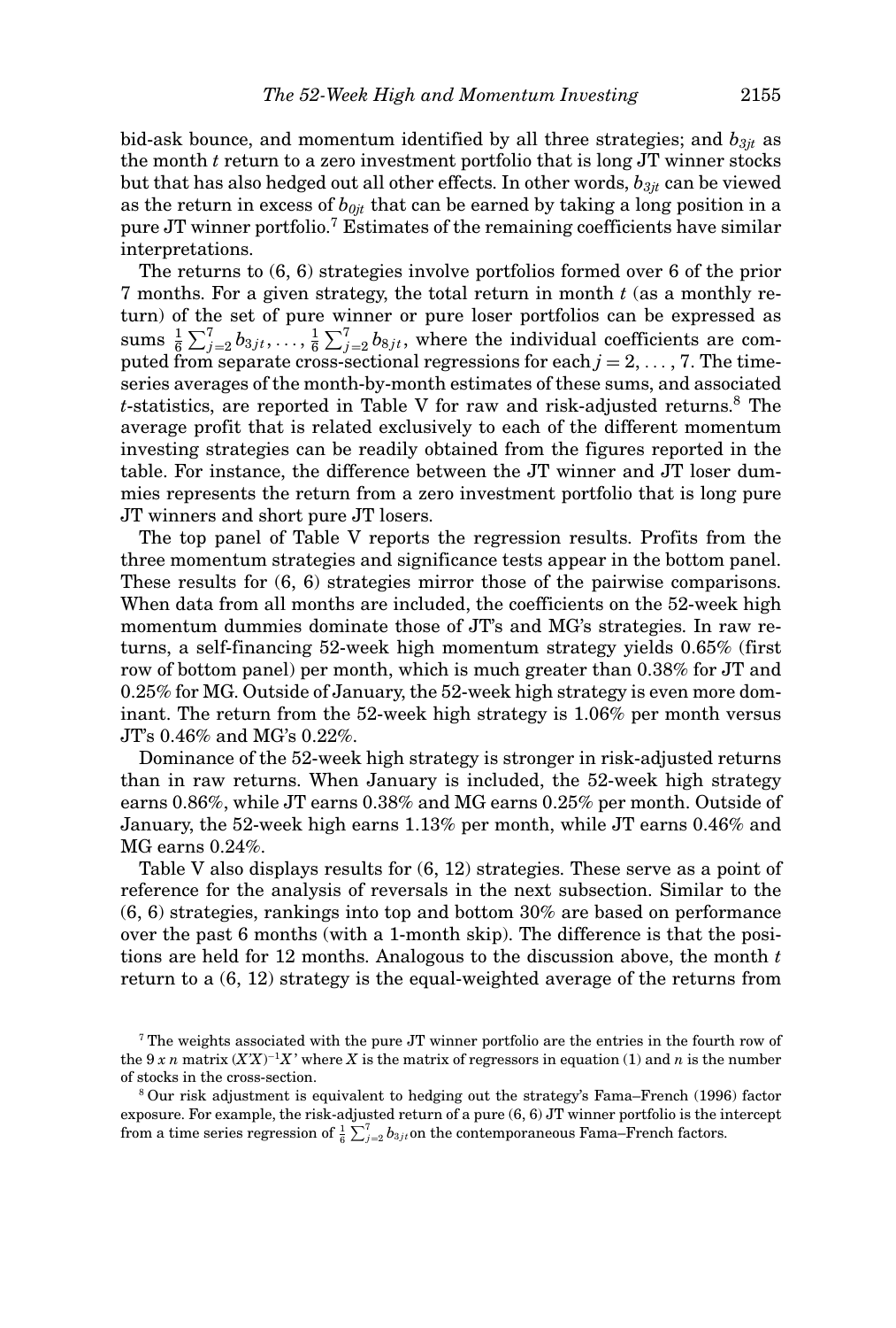bid-ask bounce, and momentum identified by all three strategies; and $b_{3jt}$ as the month $t$ return to a zero investment portfolio that is long JT winner stocks but that has also hedged out all other effects. In other words, $b_{3jt}$ can be viewed as the return in excess of $b_{0jt}$ that can be earned by taking a long position in a pure JT winner portfolio.[7] Estimates of the remaining coefficients have similar interpretations.

The returns to (6, 6) strategies involve portfolios formed over 6 of the prior 7 months. For a given strategy, the total return in month $t$ (as a monthly return) of the set of pure winner or pure loser portfolios can be expressed as sums $\frac{1}{6}\sum_{j=2}^{7} b_{3jt}, \ldots, \frac{1}{6}\sum_{j=2}^{7} b_{8jt}$, where the individual coefficients are computed from separate cross-sectional regressions for each $j = 2, \ldots, 7$. The time-series averages of the month-by-month estimates of these sums, and associated $t$-statistics, are reported in Table V for raw and risk-adjusted returns.[8] The average profit that is related exclusively to each of the different momentum investing strategies can be readily obtained from the figures reported in the table. For instance, the difference between the JT winner and JT loser dummies represents the return from a zero investment portfolio that is long pure JT winners and short pure JT losers.

The top panel of Table V reports the regression results. Profits from the three momentum strategies and significance tests appear in the bottom panel. These results for (6, 6) strategies mirror those of the pairwise comparisons. When data from all months are included, the coefficients on the 52-week high momentum dummies dominate those of JT's and MG's strategies. In raw returns, a self-financing 52-week high momentum strategy yields 0.65% (first row of bottom panel) per month, which is much greater than 0.38% for JT and 0.25% for MG. Outside of January, the 52-week high strategy is even more dominant. The return from the 52-week high strategy is 1.06% per month versus JT's 0.46% and MG's 0.22%.

Dominance of the 52-week high strategy is stronger in risk-adjusted returns than in raw returns. When January is included, the 52-week high strategy earns 0.86%, while JT earns 0.38% and MG earns 0.25% per month. Outside of January, the 52-week high earns 1.13% per month, while JT earns 0.46% and MG earns 0.24%.

Table V also displays results for (6, 12) strategies. These serve as a point of reference for the analysis of reversals in the next subsection. Similar to the (6, 6) strategies, rankings into top and bottom 30% are based on performance over the past 6 months (with a 1-month skip). The difference is that the positions are held for 12 months. Analogous to the discussion above, the month $t$ return to a (6, 12) strategy is the equal-weighted average of the returns from

[7] The weights associated with the pure JT winner portfolio are the entries in the fourth row of the $9 \times n$ matrix $(X'X)^{-1}X'$ where $X$ is the matrix of regressors in equation (1) and $n$ is the number of stocks in the cross-section.

[8] Our risk adjustment is equivalent to hedging out the strategy's Fama–French (1996) factor exposure. For example, the risk-adjusted return of a pure (6, 6) JT winner portfolio is the intercept from a time series regression of $\frac{1}{6}\sum_{j=2}^{7} b_{3jt}$ on the contemporaneous Fama–French factors.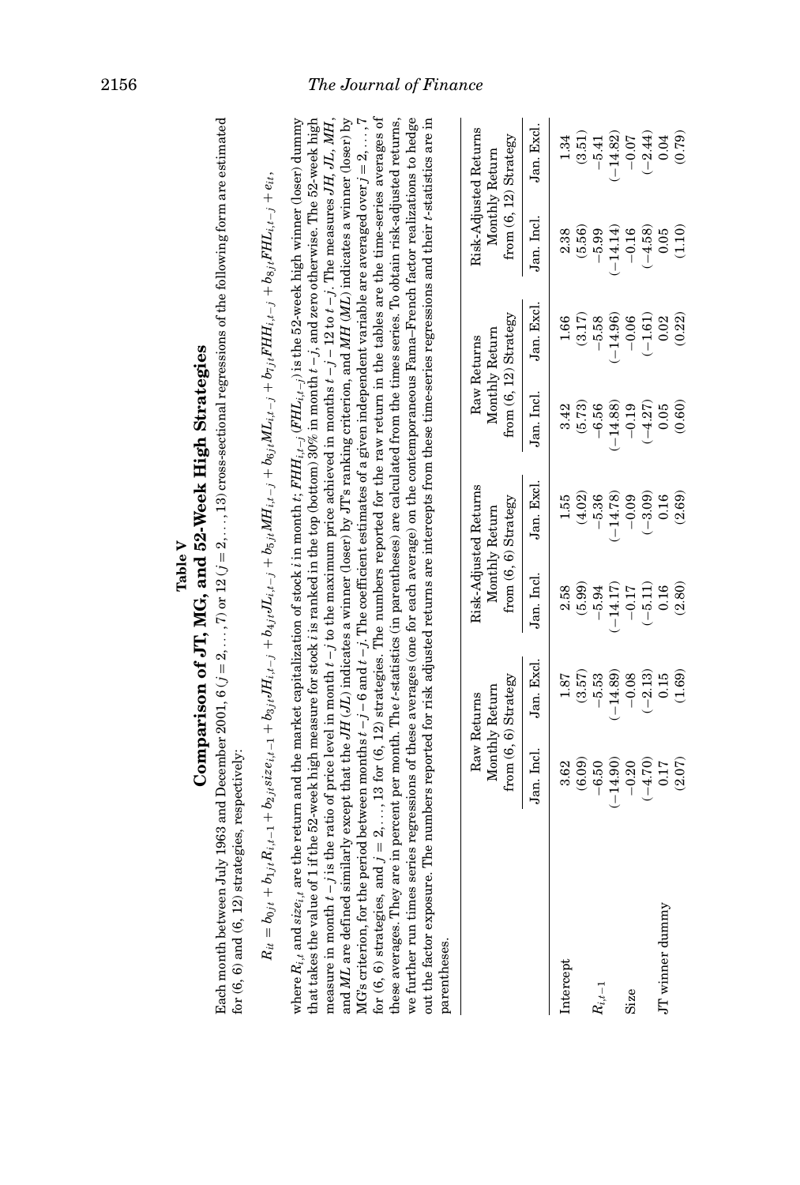**Table V**

**Comparison of JT, MG, and 52-Week High Strategies**

Each month between July 1963 and December 2001, 6 ($j = 2, \ldots, 7$) or 12 ($j = 2, \ldots, 13$) cross-sectional regressions of the following form are estimated for (6, 6) and (6, 12) strategies, respectively:

$$R_{it} = b_{0jt} + b_{1jt}R_{i,t-1} + b_{2jt}size_{i,t-1} + b_{3jt}JH_{i,t-j} + b_{4jt}JL_{i,t-j} + b_{5jt}MH_{i,t-j} + b_{6jt}ML_{i,t-j} + b_{7jt}FHH_{i,t-j} + b_{8jt}FHL_{i,t-j} + e_{it},$$

where $R_{i,t}$ and $size_{i,t}$ are the return and the market capitalization of stock $i$ in month $t$; $FHH_{i,t-j}$ ($FHL_{i,t-j}$) is the 52-week high winner (loser) dummy that takes the value of 1 if the 52-week high measure for stock $i$ is ranked in the top (bottom) 30% in month $t-j$, and zero otherwise. The 52-week high measure in month $t-j$ is the ratio of price level in month $t-j$ to the maximum price achieved in months $t-j-12$ to $t-j$. The measures $JH$, $JL$, $MH$, and $ML$ are defined similarly except that the $JH$ ($JL$) indicates a winner (loser) by JT's ranking criterion, and $MH$ ($ML$) indicates a winner (loser) by MG's criterion, for the period between months $t-j-6$ and $t-j$. The coefficient estimates of a given independent variable are averaged over $j = 2, \ldots, 7$ for (6, 6) strategies, and $j = 2, \ldots, 13$ for (6, 12) strategies. The numbers reported for the raw return in the tables are the time-series averages of these averages. They are in percent per month. The $t$-statistics (in parentheses) are calculated from the times series. To obtain risk-adjusted returns, we further run times series regressions of these averages (one for each average) on the contemporaneous Fama–French factor realizations to hedge out the factor exposure. The numbers reported for risk adjusted returns are intercepts from these time-series regressions and their $t$-statistics are in parentheses.

| | Raw Returns Monthly Return from (6, 6) Strategy | | Risk-Adjusted Returns Monthly Return from (6, 6) Strategy | | Raw Returns Monthly Return from (6, 12) Strategy | | Risk-Adjusted Returns Monthly Return from (6, 12) Strategy | |
|---|---|---|---|---|---|---|---|---|
| | Jan. Incl. | Jan. Excl. | Jan. Incl. | Jan. Excl. | Jan. Incl. | Jan. Excl. | Jan. Incl. | Jan. Excl. |
| Intercept | 3.62 | 1.87 | 2.58 | 1.55 | 3.42 | 1.66 | 2.38 | 1.34 |
| | (6.09) | (3.57) | (5.99) | (4.02) | (5.73) | (3.17) | (5.56) | (3.51) |
| $R_{i,t-1}$ | −6.50 | −5.53 | −5.94 | −5.36 | −6.56 | −5.58 | −5.99 | −5.41 |
| | (−14.90) | (−14.89) | (−14.17) | (−14.78) | (−14.88) | (−14.96) | (−14.14) | (−14.82) |
| Size | −0.20 | −0.08 | −0.17 | −0.09 | −0.19 | −0.06 | −0.16 | −0.07 |
| | (−4.70) | (−2.13) | (−5.11) | (−3.09) | (−4.27) | (−1.61) | (−4.58) | (−2.44) |
| JT winner dummy | 0.17 | 0.15 | 0.16 | 0.16 | 0.05 | 0.02 | 0.05 | 0.04 |
| | (2.07) | (1.69) | (2.80) | (2.69) | (0.60) | (0.22) | (1.10) | (0.79) |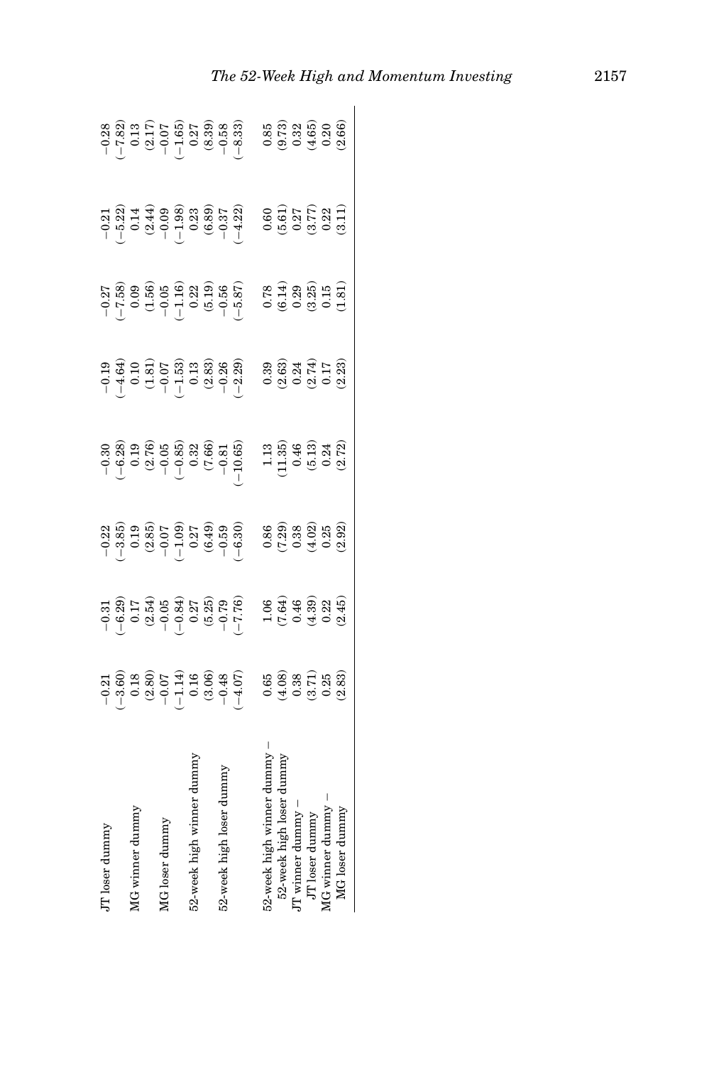| | | | | | | | | |
|---|---|---|---|---|---|---|---|---|
| JT loser dummy | −0.21 | −0.31 | −0.22 | −0.30 | −0.19 | −0.27 | −0.21 | −0.28 |
| | (−3.60) | (−6.29) | (−3.85) | (−6.28) | (−4.64) | (−7.58) | (−5.22) | (−7.82) |
| MG winner dummy | 0.18 | 0.17 | 0.19 | 0.19 | 0.10 | 0.09 | 0.14 | 0.13 |
| | (2.80) | (2.54) | (2.85) | (2.76) | (1.81) | (1.56) | (2.44) | (2.17) |
| MG loser dummy | −0.07 | −0.05 | −0.07 | −0.05 | −0.07 | −0.05 | −0.09 | −0.07 |
| | (−1.14) | (−0.84) | (−1.09) | (−0.85) | (−1.53) | (−1.16) | (−1.98) | (−1.65) |
| 52-week high winner dummy | 0.16 | 0.27 | 0.27 | 0.32 | 0.13 | 0.22 | 0.23 | 0.27 |
| | (3.06) | (5.25) | (6.49) | (7.66) | (2.83) | (5.19) | (6.89) | (8.39) |
| 52-week high loser dummy | −0.48 | −0.79 | −0.59 | −0.81 | −0.26 | −0.56 | −0.37 | −0.58 |
| | (−4.07) | (−7.76) | (−6.30) | (−10.65) | (−2.29) | (−5.87) | (−4.22) | (−8.33) |
| 52-week high winner dummy − 52-week high loser dummy | 0.65 | 1.06 | 0.86 | 1.13 | 0.39 | 0.78 | 0.60 | 0.85 |
| | (4.08) | (7.64) | (7.29) | (11.35) | (2.63) | (6.14) | (5.61) | (9.73) |
| JT winner dummy − JT loser dummy | 0.38 | 0.46 | 0.38 | 0.46 | 0.24 | 0.29 | 0.27 | 0.32 |
| | (3.71) | (4.39) | (4.02) | (5.13) | (2.74) | (3.25) | (3.77) | (4.65) |
| MG winner dummy − MG loser dummy | 0.25 | 0.22 | 0.25 | 0.24 | 0.17 | 0.15 | 0.22 | 0.20 |
| | (2.83) | (2.45) | (2.92) | (2.72) | (2.23) | (1.81) | (3.11) | (2.66) |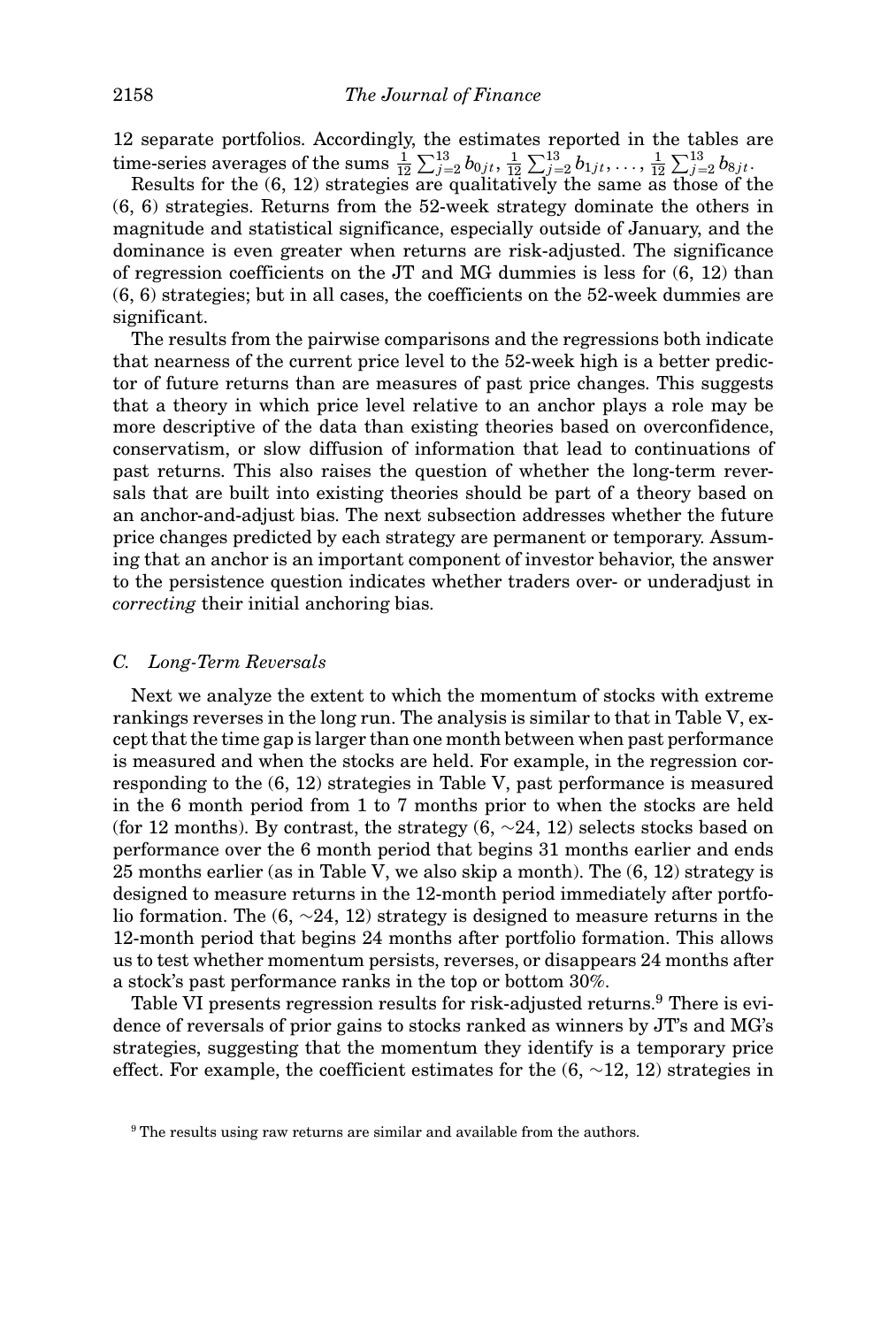12 separate portfolios. Accordingly, the estimates reported in the tables are time-series averages of the sums $\frac{1}{12}\sum_{j=2}^{13} b_{0jt}$, $\frac{1}{12}\sum_{j=2}^{13} b_{1jt}$, ..., $\frac{1}{12}\sum_{j=2}^{13} b_{8jt}$.

Results for the (6, 12) strategies are qualitatively the same as those of the (6, 6) strategies. Returns from the 52-week strategy dominate the others in magnitude and statistical significance, especially outside of January, and the dominance is even greater when returns are risk-adjusted. The significance of regression coefficients on the JT and MG dummies is less for (6, 12) than (6, 6) strategies; but in all cases, the coefficients on the 52-week dummies are significant.

The results from the pairwise comparisons and the regressions both indicate that nearness of the current price level to the 52-week high is a better predictor of future returns than are measures of past price changes. This suggests that a theory in which price level relative to an anchor plays a role may be more descriptive of the data than existing theories based on overconfidence, conservatism, or slow diffusion of information that lead to continuations of past returns. This also raises the question of whether the long-term reversals that are built into existing theories should be part of a theory based on an anchor-and-adjust bias. The next subsection addresses whether the future price changes predicted by each strategy are permanent or temporary. Assuming that an anchor is an important component of investor behavior, the answer to the persistence question indicates whether traders over- or underadjust in *correcting* their initial anchoring bias.

### C. Long-Term Reversals

Next we analyze the extent to which the momentum of stocks with extreme rankings reverses in the long run. The analysis is similar to that in Table V, except that the time gap is larger than one month between when past performance is measured and when the stocks are held. For example, in the regression corresponding to the (6, 12) strategies in Table V, past performance is measured in the 6 month period from 1 to 7 months prior to when the stocks are held (for 12 months). By contrast, the strategy (6, ~24, 12) selects stocks based on performance over the 6 month period that begins 31 months earlier and ends 25 months earlier (as in Table V, we also skip a month). The (6, 12) strategy is designed to measure returns in the 12-month period immediately after portfolio formation. The (6, ~24, 12) strategy is designed to measure returns in the 12-month period that begins 24 months after portfolio formation. This allows us to test whether momentum persists, reverses, or disappears 24 months after a stock's past performance ranks in the top or bottom 30%.

Table VI presents regression results for risk-adjusted returns.[9] There is evidence of reversals of prior gains to stocks ranked as winners by JT's and MG's strategies, suggesting that the momentum they identify is a temporary price effect. For example, the coefficient estimates for the (6, ~12, 12) strategies in

[9] The results using raw returns are similar and available from the authors.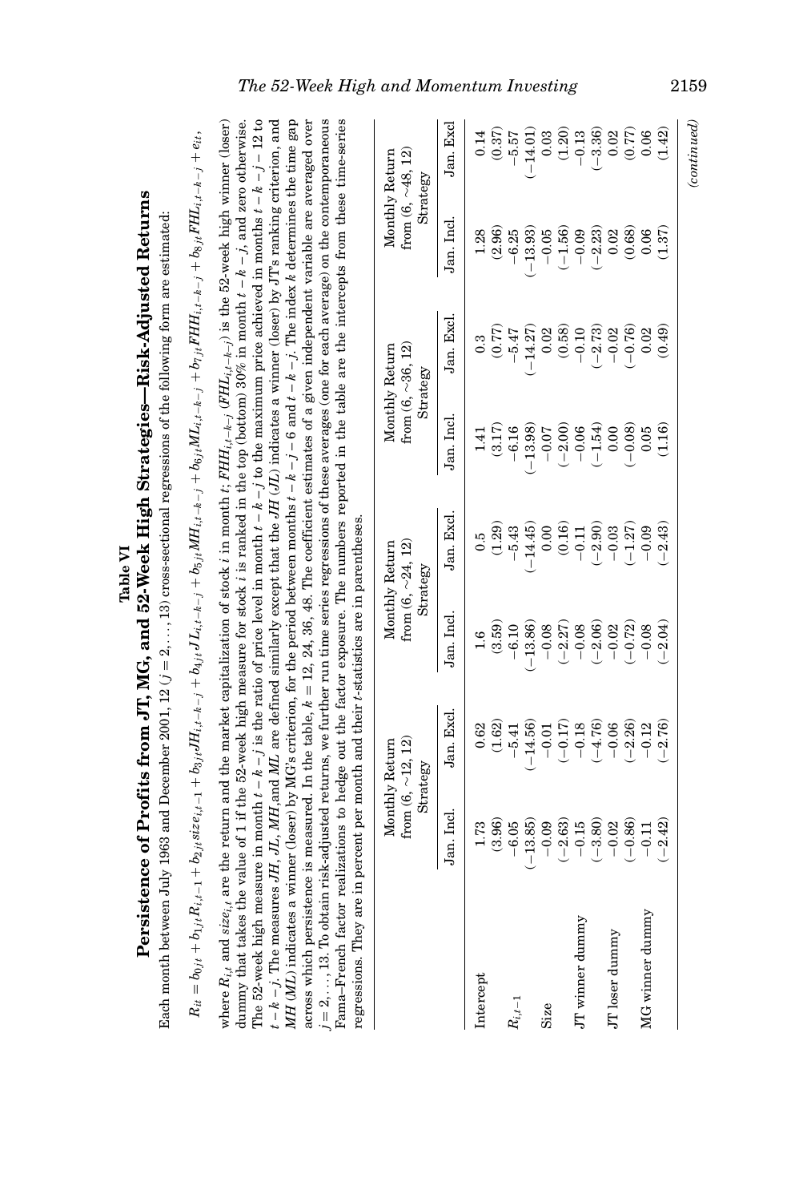**Table VI**

**Persistence of Profits from JT, MG, and 52-Week High Strategies—Risk-Adjusted Returns**

Each month between July 1963 and December 2001, 12 ($j = 2, \ldots, 13$) cross-sectional regressions of the following form are estimated:

$$R_{it} = b_{0jt} + b_{1jt}R_{i,t-1} + b_{2jt}size_{i,t-1} + b_{3jt}JH_{i,t-k-j} + b_{4jt}JL_{i,t-k-j} + b_{5jt}MH_{i,t-k-j} + b_{6jt}ML_{i,t-k-j} + b_{7jt}FHH_{i,t-k-j} + b_{8jt}FHL_{i,t-k-j} + e_{it},$$

where $R_{i,t}$ and $size_{i,t}$ are the return and the market capitalization of stock $i$ in month $t$; $FHH_{i,t-k-j}$ ($FHL_{i,t-k-j}$) is the 52-week high winner (loser) dummy that takes the value of 1 if the 52-week high measure for stock $i$ is ranked in the top (bottom) 30% in month $t-k-j$, and zero otherwise. The 52-week high measure in month $t-k-j$ is the ratio of price level in month $t-k-j$ to the maximum price achieved in months $t-k-j-12$ to $t-k-j$. The measures $JH$, $JL$, $MH$, and $ML$ are defined similarly except that the $JH$ ($JL$) indicates a winner (loser) by JT's ranking criterion, and $MH$ ($ML$) indicates a winner (loser) by MG's criterion, for the period between months $t-k-j-6$ and $t-k-j$. The index $k$ determines the time gap across which persistence is measured. In the table, $k = 12, 24, 36, 48$. The coefficient estimates of a given independent variable are averaged over $j = 2, \ldots, 13$. To obtain risk-adjusted returns, we further run time series regressions of these averages (one for each average) on the contemporaneous Fama–French factor realizations to hedge out the factor exposure. The numbers reported in the table are the intercepts from these time-series regressions. They are in percent per month and their $t$-statistics are in parentheses.

| | Monthly Return from (6, ∼12, 12) Strategy | | Monthly Return from (6, ∼24, 12) Strategy | | Monthly Return from (6, ∼36, 12) Strategy | | Monthly Return from (6, ∼48, 12) Strategy | |
|---|---|---|---|---|---|---|---|---|
| | Jan. Incl. | Jan. Excl. | Jan. Incl. | Jan. Excl. | Jan. Incl. | Jan. Excl. | Jan. Incl. | Jan. Excl |
| Intercept | 1.73 | 0.62 | 1.6 | 0.5 | 1.41 | 0.3 | 1.28 | 0.14 |
| | (3.96) | (1.62) | (3.59) | (1.29) | (3.17) | (0.77) | (2.96) | (0.37) |
| $R_{i,t-1}$ | −6.05 | −5.41 | −6.10 | −5.43 | −6.16 | −5.47 | −6.25 | −5.57 |
| | (−13.85) | (−14.56) | (−13.86) | (−14.45) | (−13.98) | (−14.27) | (−13.93) | (−14.01) |
| Size | −0.09 | −0.01 | −0.08 | 0.00 | −0.07 | 0.02 | −0.05 | 0.03 |
| | (−2.63) | (−0.17) | (−2.27) | (0.16) | (−2.00) | (0.58) | (−1.56) | (1.20) |
| JT winner dummy | −0.15 | −0.18 | −0.08 | −0.11 | −0.06 | −0.10 | −0.09 | −0.13 |
| | (−3.80) | (−4.76) | (−2.06) | (−2.90) | (−1.54) | (−2.73) | (−2.23) | (−3.36) |
| JT loser dummy | −0.02 | −0.06 | −0.02 | −0.03 | 0.00 | −0.02 | 0.02 | 0.02 |
| | (−0.86) | (−2.26) | (−0.72) | (−1.27) | (−0.08) | (−0.76) | (0.68) | (0.77) |
| MG winner dummy | −0.11 | −0.12 | −0.08 | −0.09 | 0.05 | 0.02 | 0.06 | 0.06 |
| | (−2.42) | (−2.76) | (−2.04) | (−2.43) | (1.16) | (0.49) | (1.37) | (1.42) |

*(continued)*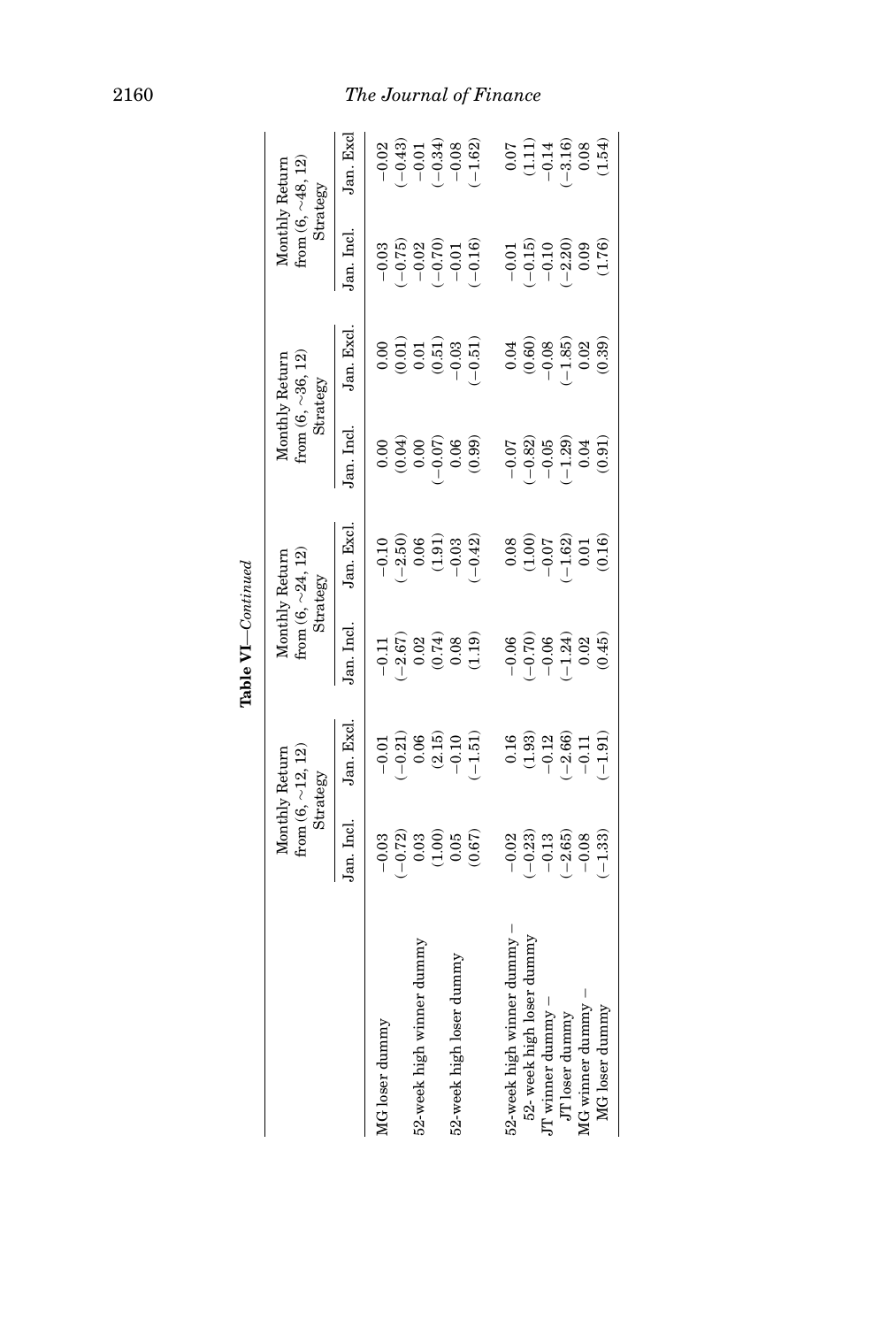**Table VI**—*Continued*

| | Monthly Return from (6, ~12, 12) Strategy | | Monthly Return from (6, ~24, 12) Strategy | | Monthly Return from (6, ~36, 12) Strategy | | Monthly Return from (6, ~48, 12) Strategy | |
|---|---|---|---|---|---|---|---|---|
| | Jan. Incl. | Jan. Excl. | Jan. Incl. | Jan. Excl. | Jan. Incl. | Jan. Excl. | Jan. Incl. | Jan. Excl |
| MG loser dummy | −0.03 | −0.01 | −0.11 | −0.10 | 0.00 | 0.00 | −0.03 | −0.02 |
| | (−0.72) | (−0.21) | (−2.67) | (−2.50) | (0.04) | (0.01) | (−0.75) | (−0.43) |
| 52-week high winner dummy | 0.03 | 0.06 | 0.02 | 0.06 | 0.00 | 0.01 | −0.02 | −0.01 |
| | (1.00) | (2.15) | (0.74) | (1.91) | (−0.07) | (0.51) | (−0.70) | (−0.34) |
| 52-week high loser dummy | 0.05 | −0.10 | 0.08 | −0.03 | 0.06 | −0.03 | −0.01 | −0.08 |
| | (0.67) | (−1.51) | (1.19) | (−0.42) | (0.99) | (−0.51) | (−0.16) | (−1.62) |
| 52-week high winner dummy – 52- week high loser dummy | −0.02 | 0.16 | −0.06 | 0.08 | −0.07 | 0.04 | −0.01 | 0.07 |
| | (−0.23) | (1.93) | (−0.70) | (1.00) | (−0.82) | (0.60) | (−0.15) | (1.11) |
| JT winner dummy – JT loser dummy | −0.13 | −0.12 | −0.06 | −0.07 | −0.05 | −0.08 | −0.10 | −0.14 |
| | (−2.65) | (−2.66) | (−1.24) | (−1.62) | (−1.29) | (−1.85) | (−2.20) | (−3.16) |
| MG winner dummy – MG loser dummy | −0.08 | −0.11 | 0.02 | 0.01 | 0.04 | 0.02 | 0.09 | 0.08 |
| | (−1.33) | (−1.91) | (0.45) | (0.16) | (0.91) | (0.39) | (1.76) | (1.54) |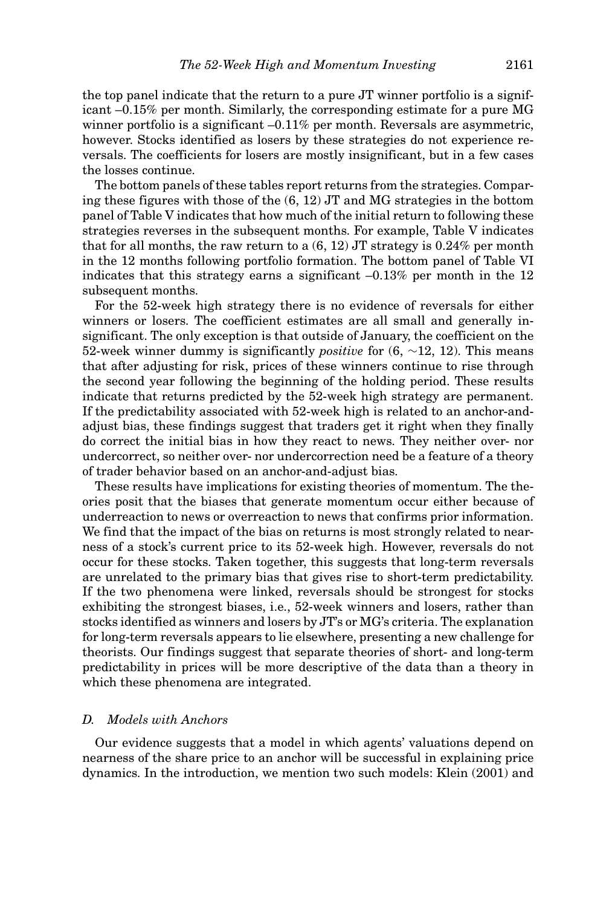the top panel indicate that the return to a pure JT winner portfolio is a significant –0.15% per month. Similarly, the corresponding estimate for a pure MG winner portfolio is a significant –0.11% per month. Reversals are asymmetric, however. Stocks identified as losers by these strategies do not experience reversals. The coefficients for losers are mostly insignificant, but in a few cases the losses continue.

The bottom panels of these tables report returns from the strategies. Comparing these figures with those of the (6, 12) JT and MG strategies in the bottom panel of Table V indicates that how much of the initial return to following these strategies reverses in the subsequent months. For example, Table V indicates that for all months, the raw return to a (6, 12) JT strategy is 0.24% per month in the 12 months following portfolio formation. The bottom panel of Table VI indicates that this strategy earns a significant –0.13% per month in the 12 subsequent months.

For the 52-week high strategy there is no evidence of reversals for either winners or losers. The coefficient estimates are all small and generally insignificant. The only exception is that outside of January, the coefficient on the 52-week winner dummy is significantly *positive* for (6, ∼12, 12). This means that after adjusting for risk, prices of these winners continue to rise through the second year following the beginning of the holding period. These results indicate that returns predicted by the 52-week high strategy are permanent. If the predictability associated with 52-week high is related to an anchor-and-adjust bias, these findings suggest that traders get it right when they finally do correct the initial bias in how they react to news. They neither over- nor undercorrect, so neither over- nor undercorrection need be a feature of a theory of trader behavior based on an anchor-and-adjust bias.

These results have implications for existing theories of momentum. The theories posit that the biases that generate momentum occur either because of underreaction to news or overreaction to news that confirms prior information. We find that the impact of the bias on returns is most strongly related to nearness of a stock's current price to its 52-week high. However, reversals do not occur for these stocks. Taken together, this suggests that long-term reversals are unrelated to the primary bias that gives rise to short-term predictability. If the two phenomena were linked, reversals should be strongest for stocks exhibiting the strongest biases, i.e., 52-week winners and losers, rather than stocks identified as winners and losers by JT's or MG's criteria. The explanation for long-term reversals appears to lie elsewhere, presenting a new challenge for theorists. Our findings suggest that separate theories of short- and long-term predictability in prices will be more descriptive of the data than a theory in which these phenomena are integrated.

### *D. Models with Anchors*

Our evidence suggests that a model in which agents' valuations depend on nearness of the share price to an anchor will be successful in explaining price dynamics. In the introduction, we mention two such models: Klein (2001) and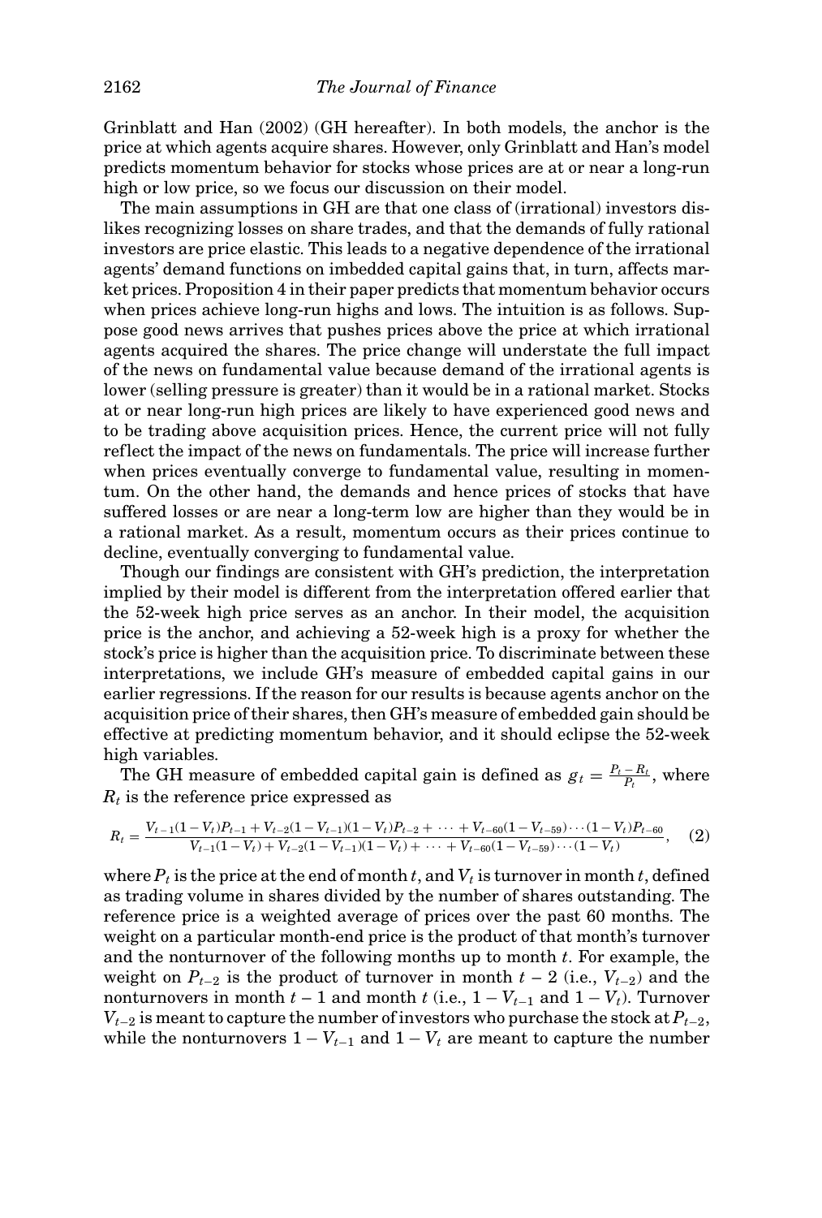Grinblatt and Han (2002) (GH hereafter). In both models, the anchor is the price at which agents acquire shares. However, only Grinblatt and Han's model predicts momentum behavior for stocks whose prices are at or near a long-run high or low price, so we focus our discussion on their model.

The main assumptions in GH are that one class of (irrational) investors dislikes recognizing losses on share trades, and that the demands of fully rational investors are price elastic. This leads to a negative dependence of the irrational agents' demand functions on imbedded capital gains that, in turn, affects market prices. Proposition 4 in their paper predicts that momentum behavior occurs when prices achieve long-run highs and lows. The intuition is as follows. Suppose good news arrives that pushes prices above the price at which irrational agents acquired the shares. The price change will understate the full impact of the news on fundamental value because demand of the irrational agents is lower (selling pressure is greater) than it would be in a rational market. Stocks at or near long-run high prices are likely to have experienced good news and to be trading above acquisition prices. Hence, the current price will not fully reflect the impact of the news on fundamentals. The price will increase further when prices eventually converge to fundamental value, resulting in momentum. On the other hand, the demands and hence prices of stocks that have suffered losses or are near a long-term low are higher than they would be in a rational market. As a result, momentum occurs as their prices continue to decline, eventually converging to fundamental value.

Though our findings are consistent with GH's prediction, the interpretation implied by their model is different from the interpretation offered earlier that the 52-week high price serves as an anchor. In their model, the acquisition price is the anchor, and achieving a 52-week high is a proxy for whether the stock's price is higher than the acquisition price. To discriminate between these interpretations, we include GH's measure of embedded capital gains in our earlier regressions. If the reason for our results is because agents anchor on the acquisition price of their shares, then GH's measure of embedded gain should be effective at predicting momentum behavior, and it should eclipse the 52-week high variables.

The GH measure of embedded capital gain is defined as $g_t = \frac{P_t - R_t}{P_t}$, where $R_t$ is the reference price expressed as

$$R_t = \frac{V_{t-1}(1-V_t)P_{t-1} + V_{t-2}(1-V_{t-1})(1-V_t)P_{t-2} + \cdots + V_{t-60}(1-V_{t-59})\cdots(1-V_t)P_{t-60}}{V_{t-1}(1-V_t) + V_{t-2}(1-V_{t-1})(1-V_t) + \cdots + V_{t-60}(1-V_{t-59})\cdots(1-V_t)}, \quad (2)$$

where $P_t$ is the price at the end of month $t$, and $V_t$ is turnover in month $t$, defined as trading volume in shares divided by the number of shares outstanding. The reference price is a weighted average of prices over the past 60 months. The weight on a particular month-end price is the product of that month's turnover and the nonturnover of the following months up to month $t$. For example, the weight on $P_{t-2}$ is the product of turnover in month $t-2$ (i.e., $V_{t-2}$) and the nonturnovers in month $t-1$ and month $t$ (i.e., $1 - V_{t-1}$ and $1 - V_t$). Turnover $V_{t-2}$ is meant to capture the number of investors who purchase the stock at $P_{t-2}$, while the nonturnovers $1 - V_{t-1}$ and $1 - V_t$ are meant to capture the number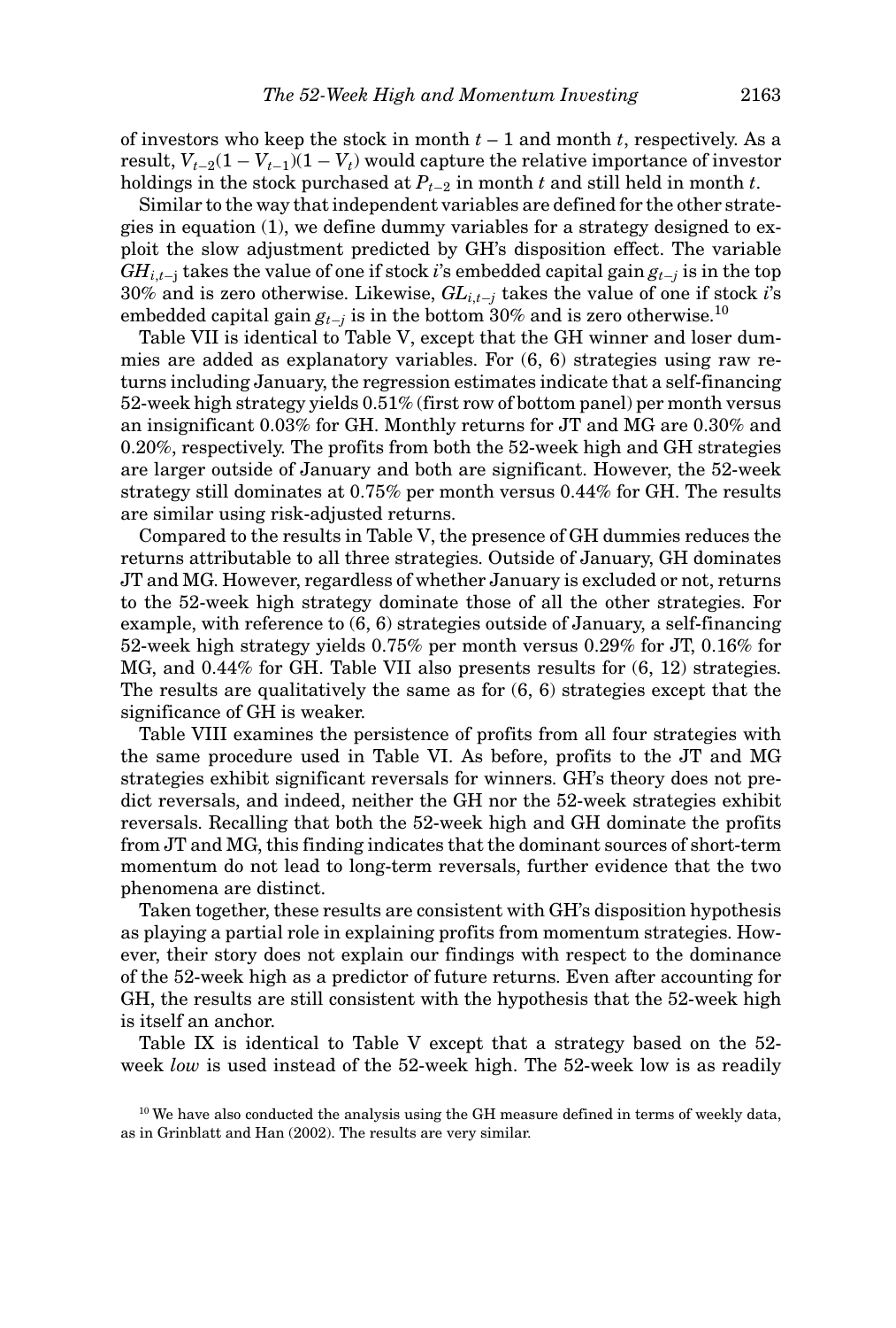of investors who keep the stock in month $t - 1$ and month $t$, respectively. As a result, $V_{t-2}(1 - V_{t-1})(1 - V_t)$ would capture the relative importance of investor holdings in the stock purchased at $P_{t-2}$ in month $t$ and still held in month $t$.

Similar to the way that independent variables are defined for the other strategies in equation (1), we define dummy variables for a strategy designed to exploit the slow adjustment predicted by GH's disposition effect. The variable $GH_{i,t-j}$ takes the value of one if stock $i$'s embedded capital gain $g_{t-j}$ is in the top 30% and is zero otherwise. Likewise, $GL_{i,t-j}$ takes the value of one if stock $i$'s embedded capital gain $g_{t-j}$ is in the bottom 30% and is zero otherwise.[10]

Table VII is identical to Table V, except that the GH winner and loser dummies are added as explanatory variables. For (6, 6) strategies using raw returns including January, the regression estimates indicate that a self-financing 52-week high strategy yields 0.51% (first row of bottom panel) per month versus an insignificant 0.03% for GH. Monthly returns for JT and MG are 0.30% and 0.20%, respectively. The profits from both the 52-week high and GH strategies are larger outside of January and both are significant. However, the 52-week strategy still dominates at 0.75% per month versus 0.44% for GH. The results are similar using risk-adjusted returns.

Compared to the results in Table V, the presence of GH dummies reduces the returns attributable to all three strategies. Outside of January, GH dominates JT and MG. However, regardless of whether January is excluded or not, returns to the 52-week high strategy dominate those of all the other strategies. For example, with reference to (6, 6) strategies outside of January, a self-financing 52-week high strategy yields 0.75% per month versus 0.29% for JT, 0.16% for MG, and 0.44% for GH. Table VII also presents results for (6, 12) strategies. The results are qualitatively the same as for (6, 6) strategies except that the significance of GH is weaker.

Table VIII examines the persistence of profits from all four strategies with the same procedure used in Table VI. As before, profits to the JT and MG strategies exhibit significant reversals for winners. GH's theory does not predict reversals, and indeed, neither the GH nor the 52-week strategies exhibit reversals. Recalling that both the 52-week high and GH dominate the profits from JT and MG, this finding indicates that the dominant sources of short-term momentum do not lead to long-term reversals, further evidence that the two phenomena are distinct.

Taken together, these results are consistent with GH's disposition hypothesis as playing a partial role in explaining profits from momentum strategies. However, their story does not explain our findings with respect to the dominance of the 52-week high as a predictor of future returns. Even after accounting for GH, the results are still consistent with the hypothesis that the 52-week high is itself an anchor.

Table IX is identical to Table V except that a strategy based on the 52-week *low* is used instead of the 52-week high. The 52-week low is as readily

[10] We have also conducted the analysis using the GH measure defined in terms of weekly data, as in Grinblatt and Han (2002). The results are very similar.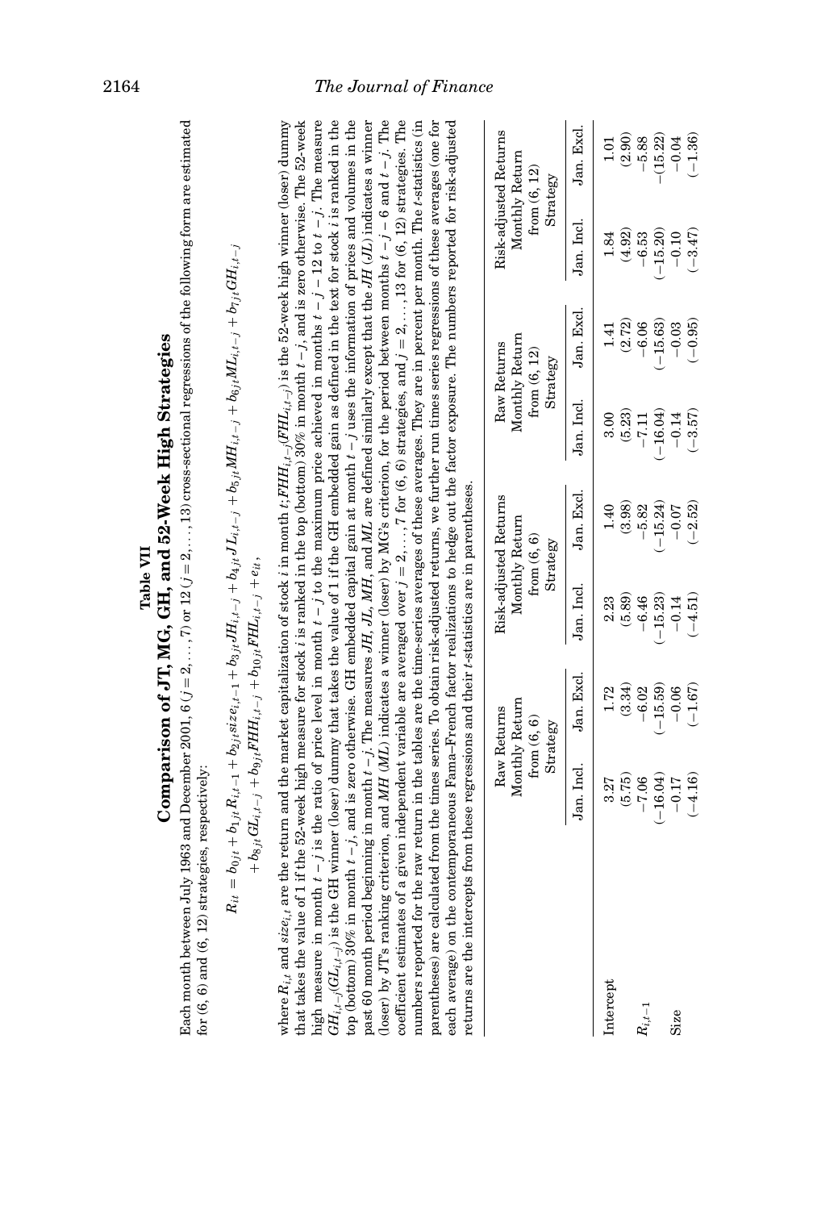## Table VII

## Comparison of JT, MG, GH, and 52-Week High Strategies

Each month between July 1963 and December 2001, 6 ($j = 2, \ldots, 7$) or 12 ($j = 2, \ldots, 13$) cross-sectional regressions of the following form are estimated for (6, 6) and (6, 12) strategies, respectively:

$$R_{it} = b_{0jt} + b_{1jt}R_{i,t-1} + b_{2jt}size_{i,t-1} + b_{3jt}JH_{i,t-j} + b_{4jt}JL_{i,t-j} + b_{5jt}MH_{i,t-j} + b_{6jt}ML_{i,t-j} + b_{7jt}GH_{i,t-j} + b_{8jt}GL_{i,t-j} + b_{9jt}FHH_{i,t-j} + b_{10jt}FHL_{i,t-j} + e_{it},$$

where $R_{i,t}$ and $size_{i,t}$ are the return and the market capitalization of stock $i$ in month $t$; $FHH_{i,t-j}(FHL_{i,t-j})$ is the 52-week high winner (loser) dummy that takes the value of 1 if the 52-week high measure for stock $i$ is ranked in the top (bottom) 30% in month $t-j$, and is zero otherwise. The 52-week high measure in month $t-j$ is the ratio of price level in month $t-j$ to the maximum price achieved in months $t-j-12$ to $t-j$. The measure $GH_{i,t-j}(GL_{i,t-j})$ is the GH winner (loser) dummy that takes the value of 1 if the GH embedded gain as defined in the text for stock $i$ is ranked in the top (bottom) 30% in month $t-j$, and is zero otherwise. GH embedded capital gain at month $t-j$ uses the information of prices and volumes in the past 60 month period beginning in month $t-j$. The measures $JH$, $JL$, $MH$, and $ML$ are defined similarly except that the $JH$ ($JL$) indicates a winner (loser) by JT's ranking criterion, and $MH$ ($ML$) indicates a winner (loser) by MG's criterion, for the period between months $t-j-6$ and $t-j$. The coefficient estimates of a given independent variable are averaged over $j = 2, \ldots, 7$ for (6, 6) strategies, and $j = 2, \ldots, 13$ for (6, 12) strategies. The numbers reported for the raw return in the tables are the time-series averages of these averages. They are in percent per month. The $t$-statistics (in parentheses) are calculated from the times series. To obtain risk-adjusted returns, we further run times series regressions of these averages (one for each average) on the contemporaneous Fama–French factor realizations to hedge out the factor exposure. The numbers reported for risk-adjusted returns are the intercepts from these regressions and their $t$-statistics are in parentheses.

| | Raw Returns Monthly Return from (6, 6) Strategy | | Risk-adjusted Returns Monthly Return from (6, 6) Strategy | | Raw Returns Monthly Return from (6, 12) Strategy | | Risk-adjusted Returns Monthly Return from (6, 12) Strategy | |
|---|---|---|---|---|---|---|---|---|
| | Jan. Incl. | Jan. Excl. | Jan. Incl. | Jan. Excl. | Jan. Incl. | Jan. Excl. | Jan. Incl. | Jan. Excl. |
| Intercept | 3.27 | 1.72 | 2.23 | 1.40 | 3.00 | 1.41 | 1.84 | 1.01 |
| | (5.75) | (3.34) | (5.89) | (3.98) | (5.23) | (2.72) | (4.92) | (2.90) |
| $R_{i,t-1}$ | −7.06 | −6.02 | −6.46 | −5.82 | −7.11 | −6.06 | −6.53 | −5.88 |
| | (−16.04) | (−15.59) | (−15.23) | (−15.24) | (−16.04) | (−15.63) | (−15.20) | (−15.22) |
| Size | −0.17 | −0.06 | −0.14 | −0.07 | −0.14 | −0.03 | −0.10 | −0.04 |
| | (−4.16) | (−1.67) | (−4.51) | (−2.52) | (−3.57) | (−0.95) | (−3.47) | (−1.36) |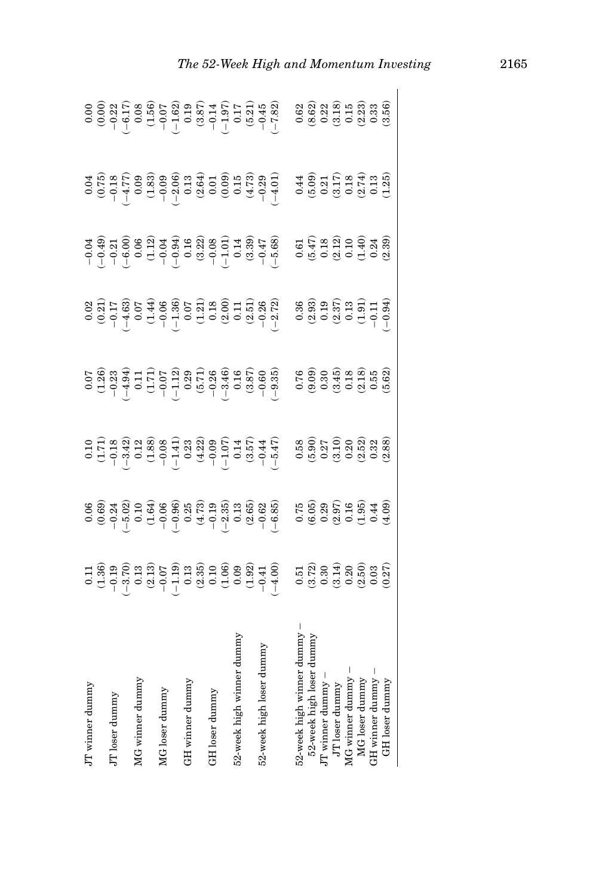| | | | | | | | | | |
|---|---|---|---|---|---|---|---|---|---|
| JT winner dummy | 0.11 | 0.06 | 0.10 | 0.07 | 0.02 | −0.04 | 0.04 | 0.00 |
| | (1.36) | (0.69) | (1.71) | (1.26) | (0.21) | (−0.49) | (0.75) | (0.00) |
| JT loser dummy | −0.19 | −0.24 | −0.18 | −0.23 | −0.17 | −0.21 | −0.18 | −0.22 |
| | (−3.70) | (−5.02) | (−3.42) | (−4.94) | (−4.63) | (−6.00) | (−4.77) | (−6.17) |
| MG winner dummy | 0.13 | 0.10 | 0.12 | 0.11 | 0.07 | 0.06 | 0.09 | 0.08 |
| | (2.13) | (1.64) | (1.88) | (1.71) | (1.44) | (1.12) | (1.83) | (1.56) |
| MG loser dummy | −0.07 | −0.06 | −0.08 | −0.07 | −0.06 | −0.04 | −0.09 | −0.07 |
| | (−1.19) | (−0.96) | (−1.41) | (−1.12) | (−1.36) | (−0.94) | (−2.06) | (−1.62) |
| GH winner dummy | 0.13 | 0.25 | 0.23 | 0.29 | 0.07 | 0.16 | 0.13 | 0.19 |
| | (2.35) | (4.73) | (4.22) | (5.71) | (1.21) | (3.22) | (2.64) | (3.87) |
| GH loser dummy | 0.10 | −0.19 | −0.09 | −0.26 | 0.18 | −0.08 | 0.01 | −0.14 |
| | (1.06) | (−2.35) | (−1.07) | (−3.46) | (2.00) | (−1.01) | (0.09) | (−1.97) |
| 52-week high winner dummy | 0.09 | 0.13 | 0.14 | 0.16 | 0.11 | 0.14 | 0.15 | 0.17 |
| | (1.92) | (2.65) | (3.57) | (3.87) | (2.51) | (3.39) | (4.73) | (5.21) |
| 52-week high loser dummy | −0.41 | −0.62 | −0.44 | −0.60 | −0.26 | −0.47 | −0.29 | −0.45 |
| | (−4.00) | (−6.85) | (−5.47) | (−9.35) | (−2.72) | (−5.68) | (−4.01) | (−7.82) |
| 52-week high winner dummy − 52-week high loser dummy | 0.51 | 0.75 | 0.58 | 0.76 | 0.36 | 0.61 | 0.44 | 0.62 |
| | (3.72) | (6.05) | (5.90) | (9.09) | (2.93) | (5.47) | (5.09) | (8.62) |
| JT winner dummy − JT loser dummy | 0.30 | 0.29 | 0.27 | 0.30 | 0.19 | 0.18 | 0.21 | 0.22 |
| | (3.14) | (2.97) | (3.10) | (3.45) | (2.37) | (2.12) | (3.17) | (3.18) |
| MG winner dummy − MG loser dummy | 0.20 | 0.16 | 0.20 | 0.18 | 0.13 | 0.10 | 0.18 | 0.15 |
| | (2.50) | (1.95) | (2.52) | (2.18) | (1.91) | (1.40) | (2.74) | (2.23) |
| GH winner dummy − GH loser dummy | 0.03 | 0.44 | 0.32 | 0.55 | −0.11 | 0.24 | 0.13 | 0.33 |
| | (0.27) | (4.09) | (2.88) | (5.62) | (−0.94) | (2.39) | (1.25) | (3.56) |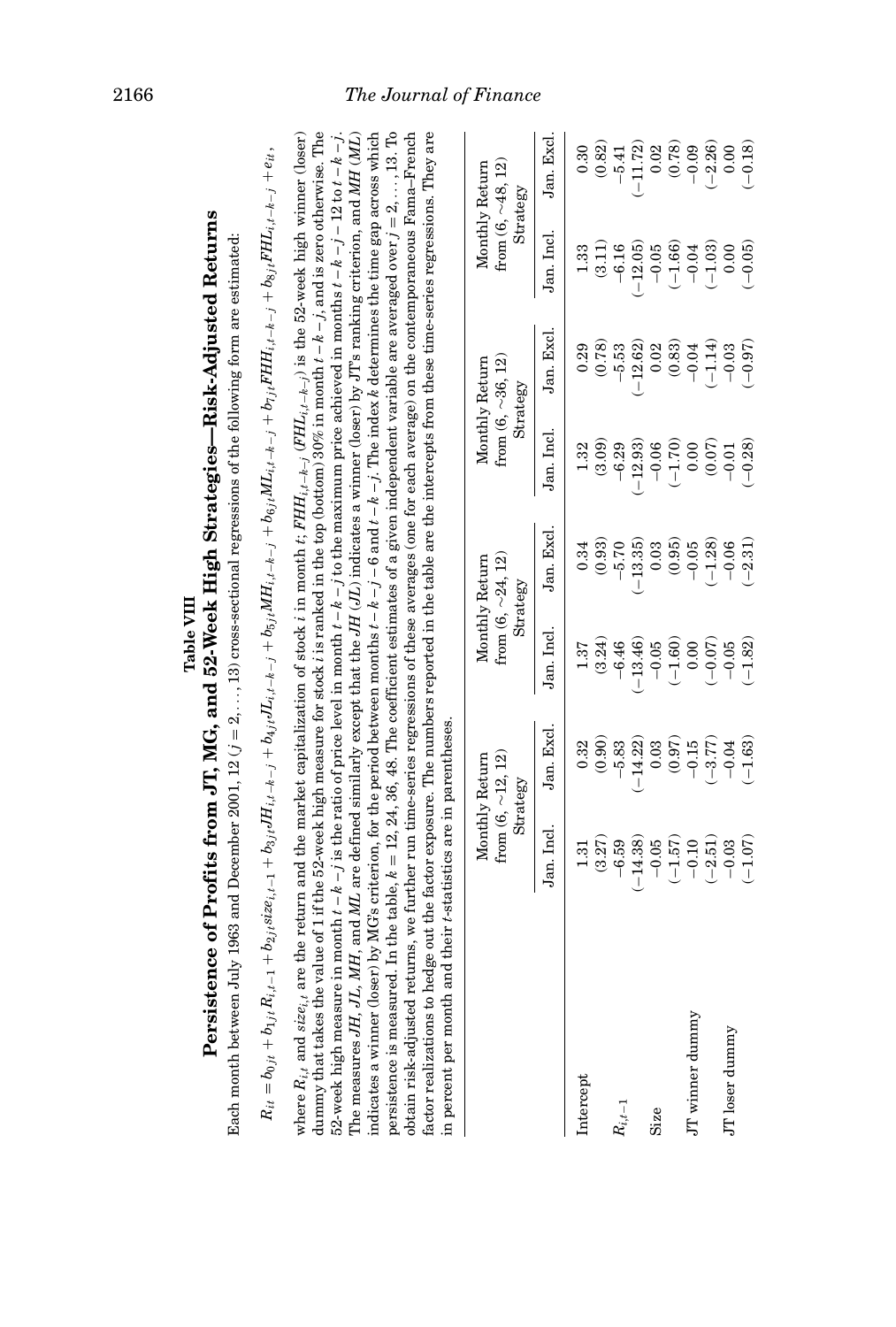## Table VIII

## Persistence of Profits from JT, MG, and 52-Week High Strategies—Risk-Adjusted Returns

Each month between July 1963 and December 2001, 12 ($j = 2, \ldots, 13$) cross-sectional regressions of the following form are estimated:

$$R_{it} = b_{0jt} + b_{1jt}R_{i,t-1} + b_{2jt}size_{i,t-1} + b_{3jt}JH_{i,t-k-j} + b_{4jt}JL_{i,t-k-j} + b_{5jt}MH_{i,t-k-j} + b_{6jt}ML_{i,t-k-j} + b_{7jt}FHH_{i,t-k-j} + b_{8jt}FHL_{i,t-k-j} + e_{it},$$

where $R_{i,t}$ and $size_{i,t}$ are the return and the market capitalization of stock $i$ in month $t$; $FHH_{i,t-k-j}$ ($FHL_{i,t-k-j}$) is the 52-week high winner (loser) dummy that takes the value of 1 if the 52-week high measure for stock $i$ is ranked in the top (bottom) 30% in month $t-k-j$, and is zero otherwise. The 52-week high measure in month $t-k-j$ is the ratio of price level in month $t-k-j$ to the maximum price achieved in months $t-k-j-12$ to $t-k-j$. The measures $JH$, $JL$, $MH$, and $ML$ are defined similarly except that the $JH$ ($JL$) indicates a winner (loser) by JT's ranking criterion, and $MH$ ($ML$) indicates a winner (loser) by MG's criterion, for the period between months $t-k-j-6$ and $t-k-j$. The index $k$ determines the time gap across which persistence is measured. In the table, $k = 12, 24, 36, 48$. The coefficient estimates of a given independent variable are averaged over $j = 2, \ldots, 13$. To obtain risk-adjusted returns, we further run time-series regressions of these averages (one for each average) on the contemporaneous Fama–French factor realizations to hedge out the factor exposure. The numbers reported in the table are the intercepts from these time-series regressions. They are in percent per month and their $t$-statistics are in parentheses.

| | Monthly Return from (6, ~12, 12) Strategy | | Monthly Return from (6, ~24, 12) Strategy | | Monthly Return from (6, ~36, 12) Strategy | | Monthly Return from (6, ~48, 12) Strategy | |
|---|---|---|---|---|---|---|---|---|
| | Jan. Incl. | Jan. Excl. | Jan. Incl. | Jan. Excl. | Jan. Incl. | Jan. Excl. | Jan. Incl. | Jan. Excl. |
| Intercept | 1.31 | 0.32 | 1.37 | 0.34 | 1.32 | 0.29 | 1.33 | 0.30 |
| | (3.27) | (0.90) | (3.24) | (0.93) | (3.09) | (0.78) | (3.11) | (0.82) |
| $R_{i,t-1}$ | −6.59 | −5.83 | −6.46 | −5.70 | −6.29 | −5.53 | −6.16 | −5.41 |
| | (−14.38) | (−14.22) | (−13.46) | (−13.35) | (−12.93) | (−12.62) | (−12.05) | (−11.72) |
| Size | −0.05 | 0.03 | −0.05 | 0.03 | −0.06 | 0.02 | −0.05 | 0.02 |
| | (−1.57) | (0.97) | (−1.60) | (0.95) | (−1.70) | (0.83) | (−1.66) | (0.78) |
| JT winner dummy | −0.10 | −0.15 | 0.00 | −0.05 | 0.00 | −0.04 | −0.04 | −0.09 |
| | (−2.51) | (−3.77) | (−0.07) | (−1.28) | (0.07) | (−1.14) | (−1.03) | (−2.26) |
| JT loser dummy | −0.03 | −0.04 | −0.05 | −0.06 | −0.01 | −0.03 | 0.00 | 0.00 |
| | (−1.07) | (−1.63) | (−1.82) | (−2.31) | (−0.28) | (−0.97) | (−0.05) | (−0.18) |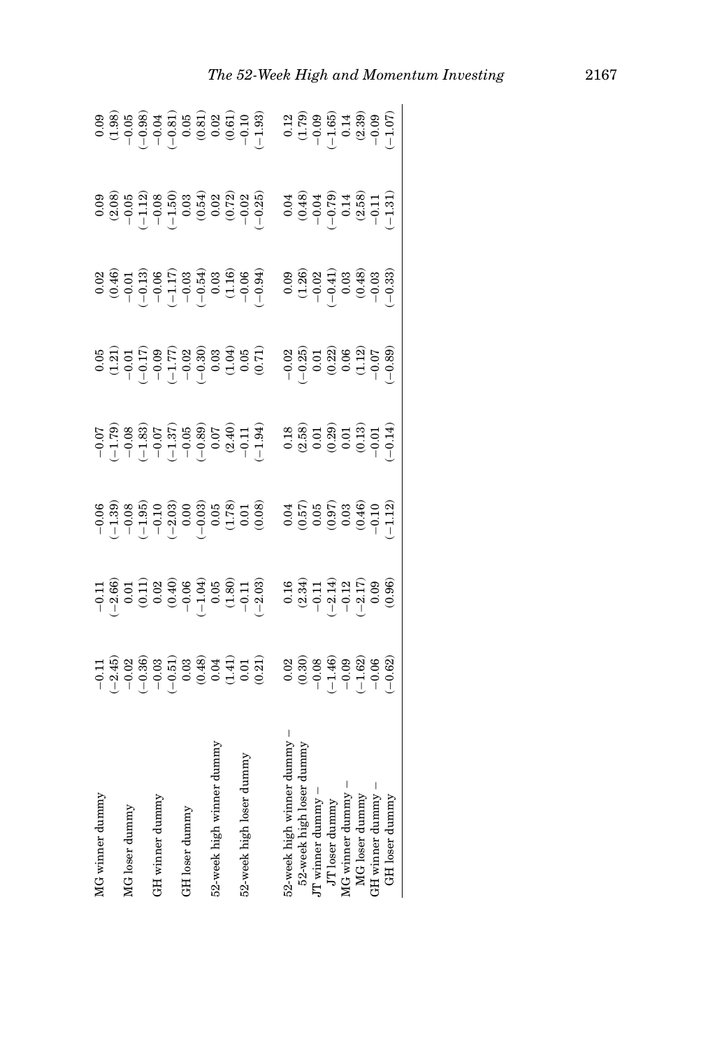| | | | | | | | | |
|---|---|---|---|---|---|---|---|---|
| MG winner dummy | −0.11 | −0.11 | −0.06 | −0.07 | 0.05 | 0.02 | 0.09 | 0.09 |
| | (−2.45) | (−2.66) | (−1.39) | (−1.79) | (1.21) | (0.46) | (2.08) | (1.98) |
| MG loser dummy | −0.02 | 0.01 | −0.08 | −0.08 | −0.01 | −0.01 | −0.05 | −0.05 |
| | (−0.36) | (0.11) | (−1.95) | (−1.83) | (−0.17) | (−0.13) | (−1.12) | (−0.98) |
| GH winner dummy | −0.03 | 0.02 | −0.10 | −0.07 | −0.09 | −0.06 | −0.08 | −0.04 |
| | (−0.51) | (0.40) | (−2.03) | (−1.37) | (−1.77) | (−1.17) | (−1.50) | (−0.81) |
| GH loser dummy | 0.03 | −0.06 | 0.00 | −0.05 | −0.02 | −0.03 | 0.03 | 0.05 |
| | (0.48) | (−1.04) | (−0.03) | (−0.89) | (−0.30) | (−0.54) | (0.54) | (0.81) |
| 52-week high winner dummy | 0.04 | 0.05 | 0.05 | 0.07 | 0.03 | 0.03 | 0.02 | 0.02 |
| | (1.41) | (1.80) | (1.78) | (2.40) | (1.04) | (1.16) | (0.72) | (0.61) |
| 52-week high loser dummy | 0.01 | −0.11 | 0.01 | −0.11 | 0.05 | −0.06 | −0.02 | −0.10 |
| | (0.21) | (−2.03) | (0.08) | (−1.94) | (0.71) | (−0.94) | (−0.25) | (−1.93) |
| 52-week high winner dummy – 52-week high loser dummy | 0.02 | 0.16 | 0.04 | 0.18 | −0.02 | 0.09 | 0.04 | 0.12 |
| | (0.30) | (2.34) | (0.57) | (2.58) | (−0.25) | (1.26) | (0.48) | (1.79) |
| JT winner dummy – JT loser dummy | −0.08 | −0.11 | 0.05 | 0.01 | 0.01 | −0.02 | −0.04 | −0.09 |
| | (−1.46) | (−2.14) | (0.97) | (0.29) | (0.22) | (−0.41) | (−0.79) | (−1.65) |
| MG winner dummy – MG loser dummy | −0.09 | −0.12 | 0.03 | 0.01 | 0.06 | 0.03 | 0.14 | 0.14 |
| | (−1.62) | (−2.17) | (0.46) | (0.13) | (1.12) | (0.48) | (2.58) | (2.39) |
| GH winner dummy – GH loser dummy | −0.06 | 0.09 | −0.10 | −0.01 | −0.07 | −0.03 | −0.11 | −0.09 |
| | (−0.62) | (0.96) | (−1.12) | (−0.14) | (−0.89) | (−0.33) | (−1.31) | (−1.07) |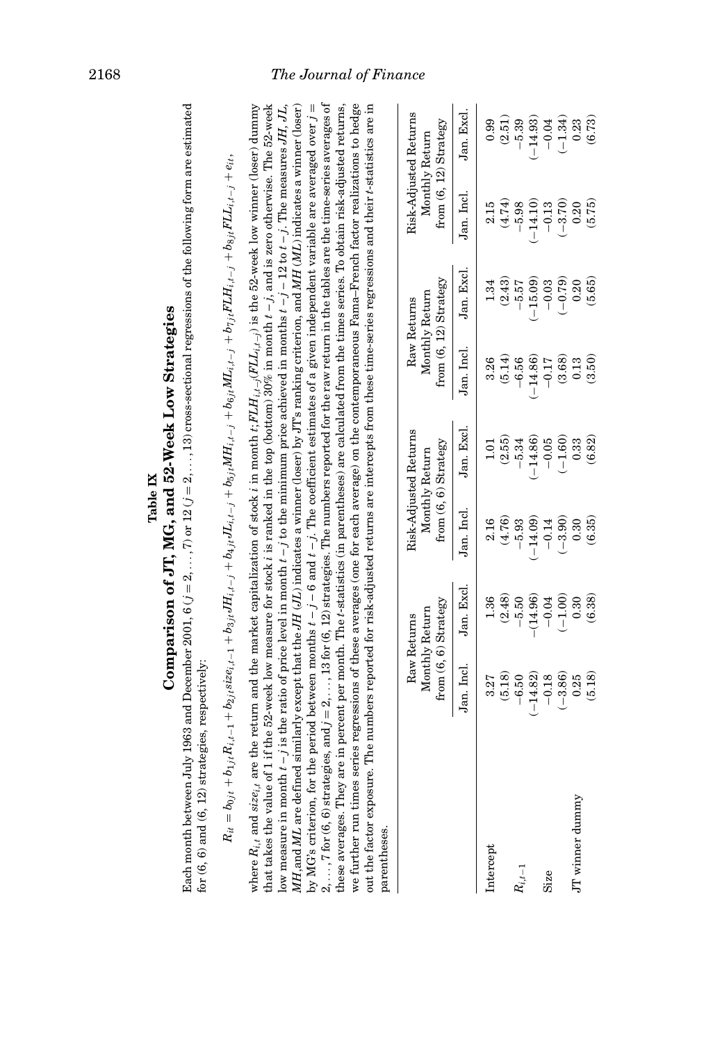**Table IX**

**Comparison of JT, MG, and 52-Week Low Strategies**

Each month between July 1963 and December 2001, 6 ($j = 2, \ldots, 7$) or 12 ($j = 2, \ldots, 13$) cross-sectional regressions of the following form are estimated for (6, 6) and (6, 12) strategies, respectively:

$$R_{it} = b_{0jt} + b_{1jt}R_{i,t-1} + b_{2jt}size_{i,t-1} + b_{3jt}JH_{i,t-j} + b_{4jt}JL_{i,t-j} + b_{5jt}MH_{i,t-j} + b_{6jt}ML_{i,t-j} + b_{7jt}FLH_{i,t-j} + b_{8jt}FLL_{i,t-j} + e_{it},$$

where $R_{i,t}$ and $size_{i,t}$ are the return and the market capitalization of stock $i$ in month $t$; $FLH_{i,t-j}$($FLL_{i,t-j}$) is the 52-week low winner (loser) dummy that takes the value of 1 if the 52-week low measure for stock $i$ is ranked in the top (bottom) 30% in month $t-j$, and is zero otherwise. The 52-week low measure in month $t-j$ is the ratio of price level in month $t-j$ to the minimum price achieved in months $t-j-12$ to $t-j$. The measures $JH$, $JL$, $MH$, and $ML$ are defined similarly except that the $JH$ ($JL$) indicates a winner (loser) by JT's ranking criterion, and $MH$ ($ML$) indicates a winner (loser) by MG's criterion, for the period between months $t-j-6$ and $t-j$. The coefficient estimates of a given independent variable are averaged over $j = 2, \ldots, 7$ for (6, 6) strategies, and $j = 2, \ldots, 13$ for (6, 12) strategies. The numbers reported for the raw return in the tables are the time-series averages of these averages. They are in percent per month. The $t$-statistics (in parentheses) are calculated from the times series. To obtain risk-adjusted returns, we further run times series regressions of these averages (one for each average) on the contemporaneous Fama–French factor realizations to hedge out the factor exposure. The numbers reported for risk-adjusted returns are intercepts from these time-series regressions and their $t$-statistics are in parentheses.

| | Raw Returns Monthly Return from (6, 6) Strategy | | Risk-Adjusted Returns Monthly Return from (6, 6) Strategy | | Raw Returns Monthly Return from (6, 12) Strategy | | Risk-Adjusted Returns Monthly Return from (6, 12) Strategy | |
|---|---|---|---|---|---|---|---|---|
| | Jan. Incl. | Jan. Excl. | Jan. Incl. | Jan. Excl. | Jan. Incl. | Jan. Excl. | Jan. Incl. | Jan. Excl. |
| Intercept | 3.27 | 1.36 | 2.16 | 1.01 | 3.26 | 1.34 | 2.15 | 0.99 |
| | (5.18) | (2.48) | (4.76) | (2.55) | (5.14) | (2.43) | (4.74) | (2.51) |
| $R_{i,t-1}$ | −6.50 | −5.50 | −5.93 | −5.34 | −6.56 | −5.57 | −5.98 | −5.39 |
| | (−14.82) | (−14.96) | (−14.09) | (−14.86) | (−14.86) | (−15.09) | (−14.10) | (−14.93) |
| Size | −0.18 | −0.04 | −0.14 | −0.05 | −0.17 | −0.03 | −0.13 | −0.04 |
| | (−3.86) | (−1.00) | (−3.90) | (−1.60) | (3.68) | (−0.79) | (−3.70) | (−1.34) |
| JT winner dummy | 0.25 | 0.30 | 0.30 | 0.33 | 0.13 | 0.20 | 0.20 | 0.23 |
| | (5.18) | (6.38) | (6.35) | (6.82) | (3.50) | (5.65) | (5.75) | (6.73) |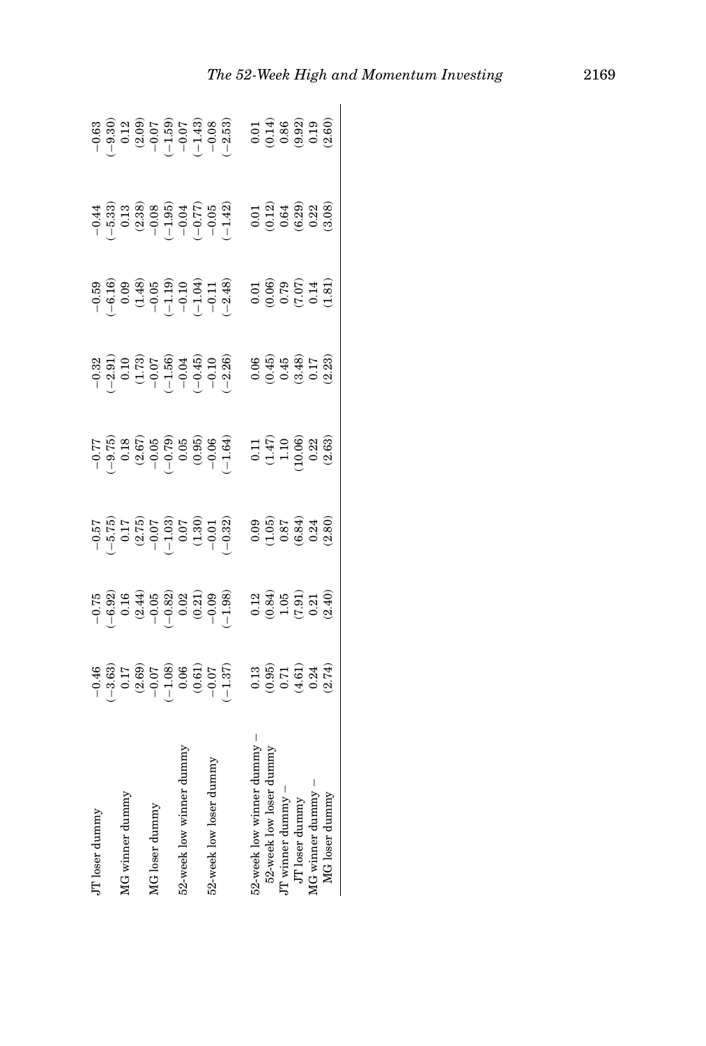| | | | | | | | | |
|---|---|---|---|---|---|---|---|---|
| JT loser dummy | −0.46 | −0.75 | −0.57 | −0.77 | −0.32 | −0.59 | −0.44 | −0.63 |
| | (−3.63) | (−6.92) | (−5.75) | (−9.75) | (−2.91) | (−6.16) | (−5.33) | (−9.30) |
| MG winner dummy | 0.17 | 0.16 | 0.17 | 0.18 | 0.10 | 0.09 | 0.13 | 0.12 |
| | (2.69) | (2.44) | (2.75) | (2.67) | (1.73) | (1.48) | (2.38) | (2.09) |
| MG loser dummy | −0.07 | −0.05 | −0.07 | −0.05 | −0.07 | −0.05 | −0.08 | −0.07 |
| | (−1.08) | (−0.82) | (−1.03) | (−0.79) | (−1.56) | (−1.19) | (−1.95) | (−1.59) |
| 52-week low winner dummy | 0.06 | 0.02 | 0.07 | 0.05 | −0.04 | −0.10 | −0.04 | −0.07 |
| | (0.61) | (0.21) | (1.30) | (0.95) | (−0.45) | (−1.04) | (−0.77) | (−1.43) |
| 52-week low loser dummy | −0.07 | −0.09 | −0.01 | −0.06 | −0.10 | −0.11 | −0.05 | −0.08 |
| | (−1.37) | (−1.98) | (−0.32) | (−1.64) | (−2.26) | (−2.48) | (−1.42) | (−2.53) |
| | | | | | | | | |
| 52-week low winner dummy − 52-week low loser dummy | 0.13 | 0.12 | 0.09 | 0.11 | 0.06 | 0.01 | 0.01 | 0.01 |
| | (0.95) | (0.84) | (1.05) | (1.47) | (0.45) | (0.06) | (0.12) | (0.14) |
| JT winner dummy − JT loser dummy | 0.71 | 1.05 | 0.87 | 1.10 | 0.45 | 0.79 | 0.64 | 0.86 |
| | (4.61) | (7.91) | (6.84) | (10.06) | (3.48) | (7.07) | (6.29) | (9.92) |
| MG winner dummy − MG loser dummy | 0.24 | 0.21 | 0.24 | 0.22 | 0.17 | 0.14 | 0.22 | 0.19 |
| | (2.74) | (2.40) | (2.80) | (2.63) | (2.23) | (1.81) | (3.08) | (2.60) |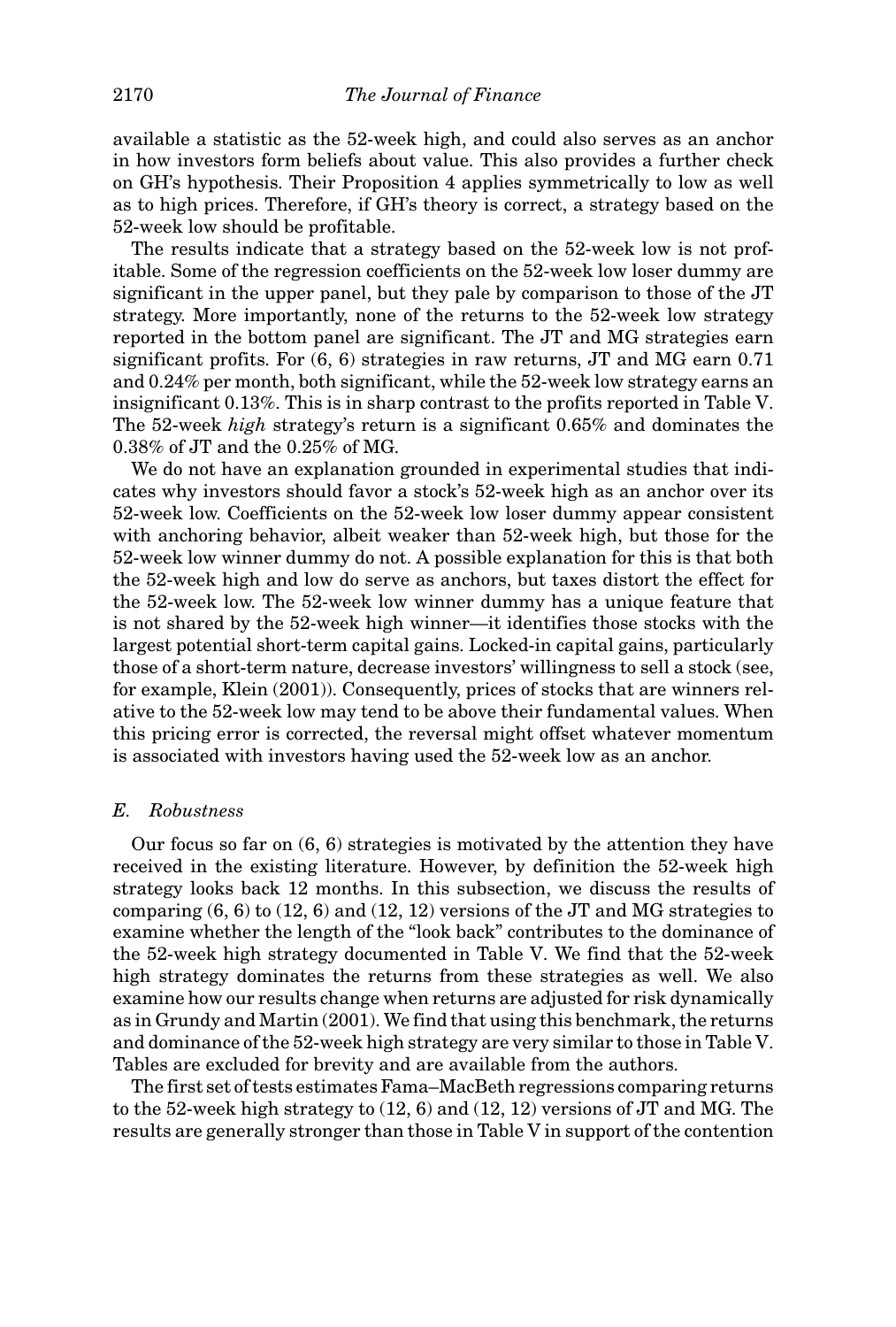available a statistic as the 52-week high, and could also serves as an anchor in how investors form beliefs about value. This also provides a further check on GH's hypothesis. Their Proposition 4 applies symmetrically to low as well as to high prices. Therefore, if GH's theory is correct, a strategy based on the 52-week low should be profitable.

The results indicate that a strategy based on the 52-week low is not profitable. Some of the regression coefficients on the 52-week low loser dummy are significant in the upper panel, but they pale by comparison to those of the JT strategy. More importantly, none of the returns to the 52-week low strategy reported in the bottom panel are significant. The JT and MG strategies earn significant profits. For (6, 6) strategies in raw returns, JT and MG earn 0.71 and 0.24% per month, both significant, while the 52-week low strategy earns an insignificant 0.13%. This is in sharp contrast to the profits reported in Table V. The 52-week *high* strategy's return is a significant 0.65% and dominates the 0.38% of JT and the 0.25% of MG.

We do not have an explanation grounded in experimental studies that indicates why investors should favor a stock's 52-week high as an anchor over its 52-week low. Coefficients on the 52-week low loser dummy appear consistent with anchoring behavior, albeit weaker than 52-week high, but those for the 52-week low winner dummy do not. A possible explanation for this is that both the 52-week high and low do serve as anchors, but taxes distort the effect for the 52-week low. The 52-week low winner dummy has a unique feature that is not shared by the 52-week high winner—it identifies those stocks with the largest potential short-term capital gains. Locked-in capital gains, particularly those of a short-term nature, decrease investors' willingness to sell a stock (see, for example, Klein (2001)). Consequently, prices of stocks that are winners relative to the 52-week low may tend to be above their fundamental values. When this pricing error is corrected, the reversal might offset whatever momentum is associated with investors having used the 52-week low as an anchor.

### *E. Robustness*

Our focus so far on (6, 6) strategies is motivated by the attention they have received in the existing literature. However, by definition the 52-week high strategy looks back 12 months. In this subsection, we discuss the results of comparing (6, 6) to (12, 6) and (12, 12) versions of the JT and MG strategies to examine whether the length of the "look back" contributes to the dominance of the 52-week high strategy documented in Table V. We find that the 52-week high strategy dominates the returns from these strategies as well. We also examine how our results change when returns are adjusted for risk dynamically as in Grundy and Martin (2001). We find that using this benchmark, the returns and dominance of the 52-week high strategy are very similar to those in Table V. Tables are excluded for brevity and are available from the authors.

The first set of tests estimates Fama–MacBeth regressions comparing returns to the 52-week high strategy to (12, 6) and (12, 12) versions of JT and MG. The results are generally stronger than those in Table V in support of the contention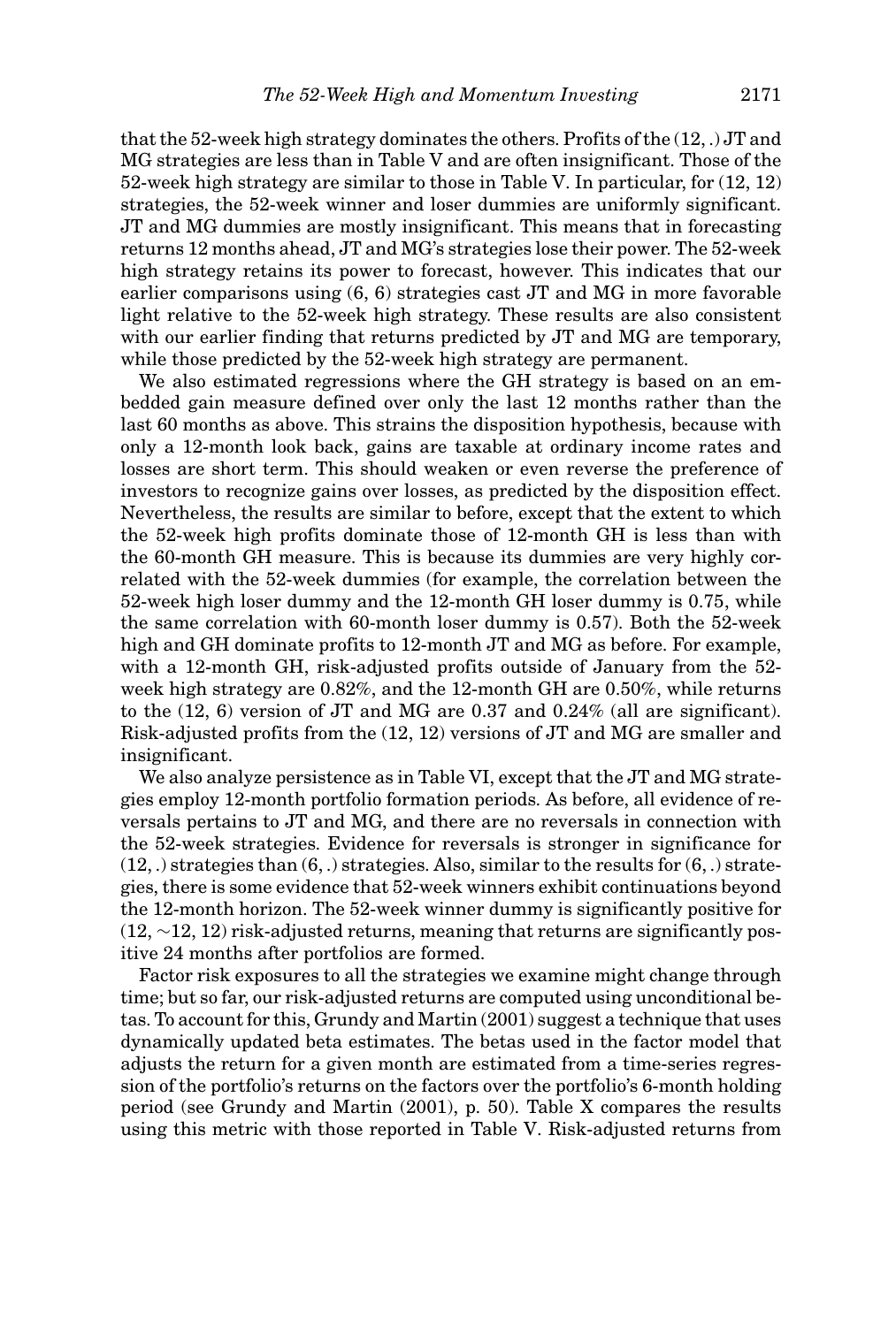that the 52-week high strategy dominates the others. Profits of the (12, .) JT and MG strategies are less than in Table V and are often insignificant. Those of the 52-week high strategy are similar to those in Table V. In particular, for (12, 12) strategies, the 52-week winner and loser dummies are uniformly significant. JT and MG dummies are mostly insignificant. This means that in forecasting returns 12 months ahead, JT and MG's strategies lose their power. The 52-week high strategy retains its power to forecast, however. This indicates that our earlier comparisons using (6, 6) strategies cast JT and MG in more favorable light relative to the 52-week high strategy. These results are also consistent with our earlier finding that returns predicted by JT and MG are temporary, while those predicted by the 52-week high strategy are permanent.

We also estimated regressions where the GH strategy is based on an embedded gain measure defined over only the last 12 months rather than the last 60 months as above. This strains the disposition hypothesis, because with only a 12-month look back, gains are taxable at ordinary income rates and losses are short term. This should weaken or even reverse the preference of investors to recognize gains over losses, as predicted by the disposition effect. Nevertheless, the results are similar to before, except that the extent to which the 52-week high profits dominate those of 12-month GH is less than with the 60-month GH measure. This is because its dummies are very highly correlated with the 52-week dummies (for example, the correlation between the 52-week high loser dummy and the 12-month GH loser dummy is 0.75, while the same correlation with 60-month loser dummy is 0.57). Both the 52-week high and GH dominate profits to 12-month JT and MG as before. For example, with a 12-month GH, risk-adjusted profits outside of January from the 52-week high strategy are 0.82%, and the 12-month GH are 0.50%, while returns to the (12, 6) version of JT and MG are 0.37 and 0.24% (all are significant). Risk-adjusted profits from the (12, 12) versions of JT and MG are smaller and insignificant.

We also analyze persistence as in Table VI, except that the JT and MG strategies employ 12-month portfolio formation periods. As before, all evidence of reversals pertains to JT and MG, and there are no reversals in connection with the 52-week strategies. Evidence for reversals is stronger in significance for (12, .) strategies than (6, .) strategies. Also, similar to the results for (6, .) strategies, there is some evidence that 52-week winners exhibit continuations beyond the 12-month horizon. The 52-week winner dummy is significantly positive for (12, ∼12, 12) risk-adjusted returns, meaning that returns are significantly positive 24 months after portfolios are formed.

Factor risk exposures to all the strategies we examine might change through time; but so far, our risk-adjusted returns are computed using unconditional betas. To account for this, Grundy and Martin (2001) suggest a technique that uses dynamically updated beta estimates. The betas used in the factor model that adjusts the return for a given month are estimated from a time-series regression of the portfolio's returns on the factors over the portfolio's 6-month holding period (see Grundy and Martin (2001), p. 50). Table X compares the results using this metric with those reported in Table V. Risk-adjusted returns from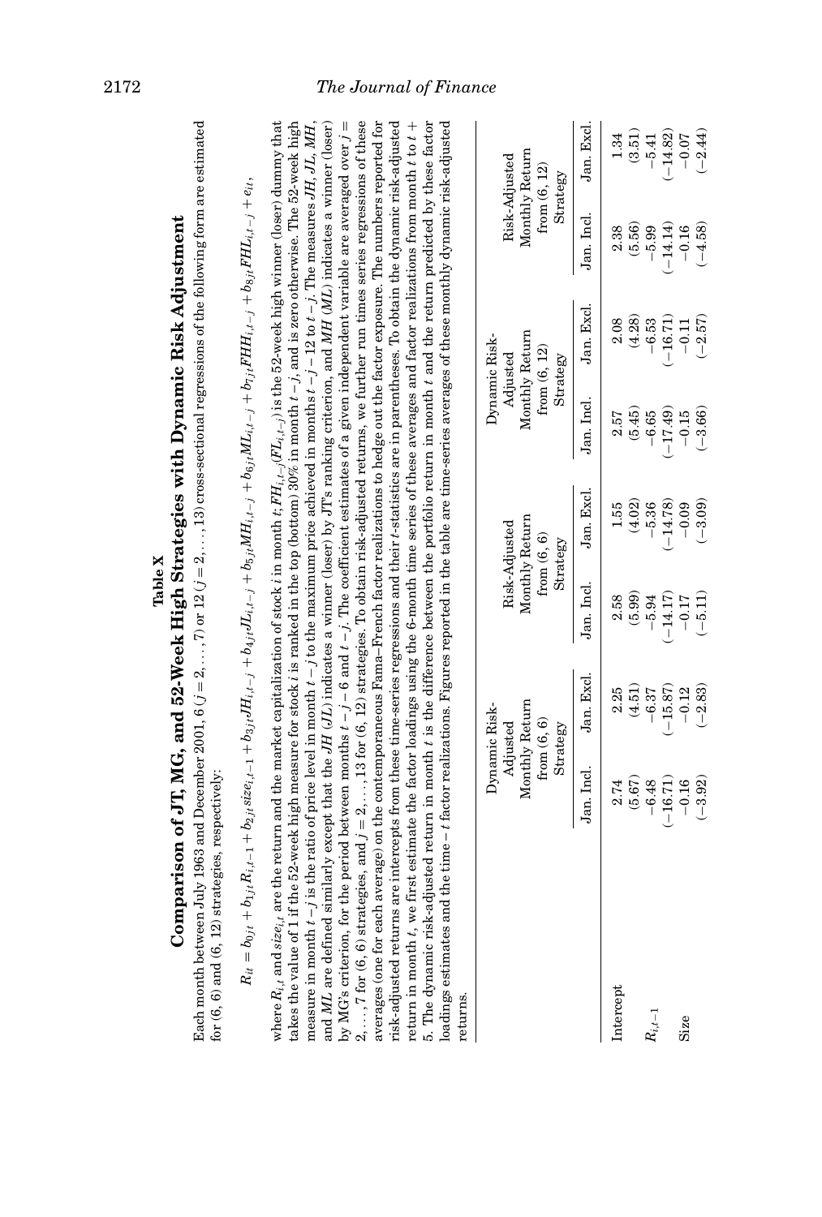# Table X

## Comparison of JT, MG, and 52-Week High Strategies with Dynamic Risk Adjustment

Each month between July 1963 and December 2001, 6 ($j = 2, \ldots, 7$) or 12 ($j = 2, \ldots, 13$) cross-sectional regressions of the following form are estimated for (6, 6) and (6, 12) strategies, respectively:

$$R_{it} = b_{0jt} + b_{1jt}R_{i,t-1} + b_{2jt}size_{i,t-1} + b_{3jt}JH_{i,t-j} + b_{4jt}JL_{i,t-j} + b_{5jt}MH_{i,t-j} + b_{6jt}ML_{i,t-j} + b_{7jt}FHH_{i,t-j} + b_{8jt}FHL_{i,t-j} + e_{it},$$

where $R_{i,t}$ and $size_{i,t}$ are the return and the market capitalization of stock $i$ in month $t$; $FH_{i,t-j}(FL_{i,t-j})$ is the 52-week high winner (loser) dummy that takes the value of 1 if the 52-week high measure for stock $i$ is ranked in the top (bottom) 30% in month $t-j$, and is zero otherwise. The 52-week high measure in month $t-j$ is the ratio of price level in month $t-j$ to the maximum price achieved in months $t-j-12$ to $t-j$. The measures $JH$, $JL$, $MH$, and $ML$ are defined similarly except that the $JH$ ($JL$) indicates a winner (loser) by JT's ranking criterion, and $MH$ ($ML$) indicates a winner (loser) by MG's criterion, for the period between months $t-j-6$ and $t-j$. The coefficient estimates of a given independent variable are averaged over $j = 2, \ldots, 7$ for (6, 6) strategies, and $j = 2, \ldots, 13$ for (6, 12) strategies. To obtain risk-adjusted returns, we further run times series regressions of these averages (one for each average) on the contemporaneous Fama–French factor realizations to hedge out the factor exposure. The numbers reported for risk-adjusted returns are intercepts from these time-series regressions and their $t$-statistics are in parentheses. To obtain the dynamic risk-adjusted return in month $t$, we first estimate the factor loadings using the 6-month time series of these averages and factor realizations from month $t$ to $t+5$. The dynamic risk-adjusted return in month $t$ is the difference between the portfolio return in month $t$ and the return predicted by these factor loadings estimates and the time $-t$ factor realizations. Figures reported in the table are time-series averages of these monthly dynamic risk-adjusted returns.

| | Dynamic Risk-Adjusted Monthly Return from (6, 6) Strategy | | Risk-Adjusted Monthly Return from (6, 6) Strategy | | Dynamic Risk-Adjusted Monthly Return from (6, 12) Strategy | | Risk-Adjusted Monthly Return from (6, 12) Strategy | |
|---|---|---|---|---|---|---|---|---|
| | Jan. Incl. | Jan. Excl. | Jan. Incl. | Jan. Excl. | Jan. Incl. | Jan. Excl. | Jan. Incl. | Jan. Excl. |
| Intercept | 2.74 | 2.25 | 2.58 | 1.55 | 2.57 | 2.08 | 2.38 | 1.34 |
| | (5.67) | (4.51) | (5.99) | (4.02) | (5.45) | (4.28) | (5.56) | (3.51) |
| $R_{i,t-1}$ | −6.48 | −6.37 | −5.94 | −5.36 | −6.65 | −6.53 | −5.99 | −5.41 |
| | (−16.71) | (−15.87) | (−14.17) | (−14.78) | (−17.49) | (−16.71) | (−14.14) | (−14.82) |
| Size | −0.16 | −0.12 | −0.17 | −0.09 | −0.15 | −0.11 | −0.16 | −0.07 |
| | (−3.92) | (−2.83) | (−5.11) | (−3.09) | (−3.66) | (−2.57) | (−4.58) | (−2.44) |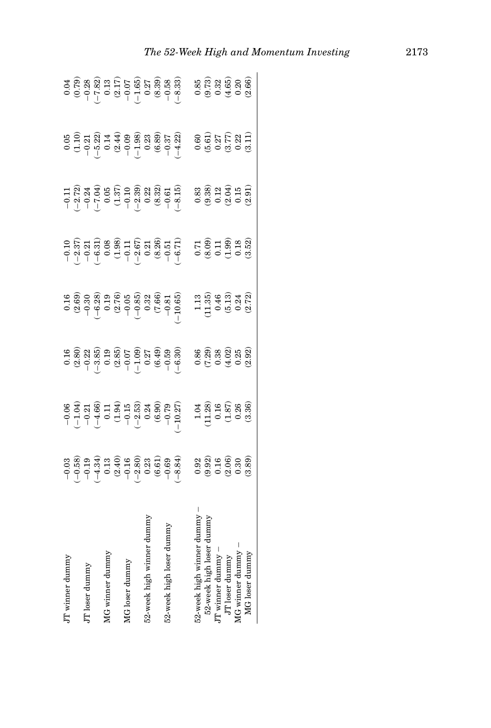| | | | | | | | | |
|---|---|---|---|---|---|---|---|---|
| JT winner dummy | −0.03 | −0.06 | 0.16 | 0.16 | −0.10 | −0.11 | 0.05 | 0.04 |
| | (−0.58) | (−1.04) | (2.80) | (2.69) | (−2.37) | (−2.72) | (1.10) | (0.79) |
| JT loser dummy | −0.19 | −0.21 | −0.22 | −0.30 | −0.21 | −0.24 | −0.21 | −0.28 |
| | (−4.34) | (−4.66) | (−3.85) | (−6.28) | (−6.31) | (−7.04) | (−5.22) | (−7.82) |
| MG winner dummy | 0.13 | 0.11 | 0.19 | 0.19 | 0.08 | 0.05 | 0.14 | 0.13 |
| | (2.40) | (1.94) | (2.85) | (2.76) | (1.98) | (1.37) | (2.44) | (2.17) |
| MG loser dummy | −0.16 | −0.15 | −0.07 | −0.05 | −0.11 | −0.10 | −0.09 | −0.07 |
| | (−2.80) | (−2.53) | (−1.09) | (−0.85) | (−2.67) | (−2.39) | (−1.98) | (−1.65) |
| 52-week high winner dummy | 0.23 | 0.24 | 0.27 | 0.32 | 0.21 | 0.22 | 0.23 | 0.27 |
| | (6.61) | (6.90) | (6.49) | (7.66) | (8.26) | (8.32) | (6.89) | (8.39) |
| 52-week high loser dummy | −0.69 | −0.79 | −0.59 | −0.81 | −0.51 | −0.61 | −0.37 | −0.58 |
| | (−8.84) | (−10.27) | (−6.30) | (−10.65) | (−6.71) | (−8.15) | (−4.22) | (−8.33) |
| | | | | | | | | |
| 52-week high winner dummy − 52-week high loser dummy | 0.92 | 1.04 | 0.86 | 1.13 | 0.71 | 0.83 | 0.60 | 0.85 |
| | (9.92) | (11.28) | (7.29) | (11.35) | (8.09) | (9.38) | (5.61) | (9.73) |
| JT winner dummy − JT loser dummy | 0.16 | 0.16 | 0.38 | 0.46 | 0.11 | 0.12 | 0.27 | 0.32 |
| | (2.06) | (1.87) | (4.02) | (5.13) | (1.99) | (2.04) | (3.77) | (4.65) |
| MG winner dummy − MG loser dummy | 0.30 | 0.26 | 0.25 | 0.24 | 0.18 | 0.15 | 0.22 | 0.20 |
| | (3.89) | (3.36) | (2.92) | (2.72) | (3.52) | (2.91) | (3.11) | (2.66) |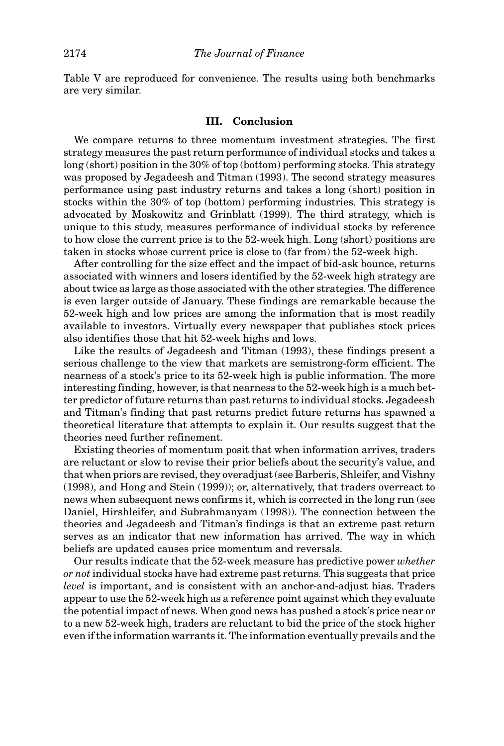Table V are reproduced for convenience. The results using both benchmarks are very similar.

## III. Conclusion

We compare returns to three momentum investment strategies. The first strategy measures the past return performance of individual stocks and takes a long (short) position in the 30% of top (bottom) performing stocks. This strategy was proposed by Jegadeesh and Titman (1993). The second strategy measures performance using past industry returns and takes a long (short) position in stocks within the 30% of top (bottom) performing industries. This strategy is advocated by Moskowitz and Grinblatt (1999). The third strategy, which is unique to this study, measures performance of individual stocks by reference to how close the current price is to the 52-week high. Long (short) positions are taken in stocks whose current price is close to (far from) the 52-week high.

After controlling for the size effect and the impact of bid-ask bounce, returns associated with winners and losers identified by the 52-week high strategy are about twice as large as those associated with the other strategies. The difference is even larger outside of January. These findings are remarkable because the 52-week high and low prices are among the information that is most readily available to investors. Virtually every newspaper that publishes stock prices also identifies those that hit 52-week highs and lows.

Like the results of Jegadeesh and Titman (1993), these findings present a serious challenge to the view that markets are semistrong-form efficient. The nearness of a stock's price to its 52-week high is public information. The more interesting finding, however, is that nearness to the 52-week high is a much better predictor of future returns than past returns to individual stocks. Jegadeesh and Titman's finding that past returns predict future returns has spawned a theoretical literature that attempts to explain it. Our results suggest that the theories need further refinement.

Existing theories of momentum posit that when information arrives, traders are reluctant or slow to revise their prior beliefs about the security's value, and that when priors are revised, they overadjust (see Barberis, Shleifer, and Vishny (1998), and Hong and Stein (1999)); or, alternatively, that traders overreact to news when subsequent news confirms it, which is corrected in the long run (see Daniel, Hirshleifer, and Subrahmanyam (1998)). The connection between the theories and Jegadeesh and Titman's findings is that an extreme past return serves as an indicator that new information has arrived. The way in which beliefs are updated causes price momentum and reversals.

Our results indicate that the 52-week measure has predictive power *whether or not* individual stocks have had extreme past returns. This suggests that price *level* is important, and is consistent with an anchor-and-adjust bias. Traders appear to use the 52-week high as a reference point against which they evaluate the potential impact of news. When good news has pushed a stock's price near or to a new 52-week high, traders are reluctant to bid the price of the stock higher even if the information warrants it. The information eventually prevails and the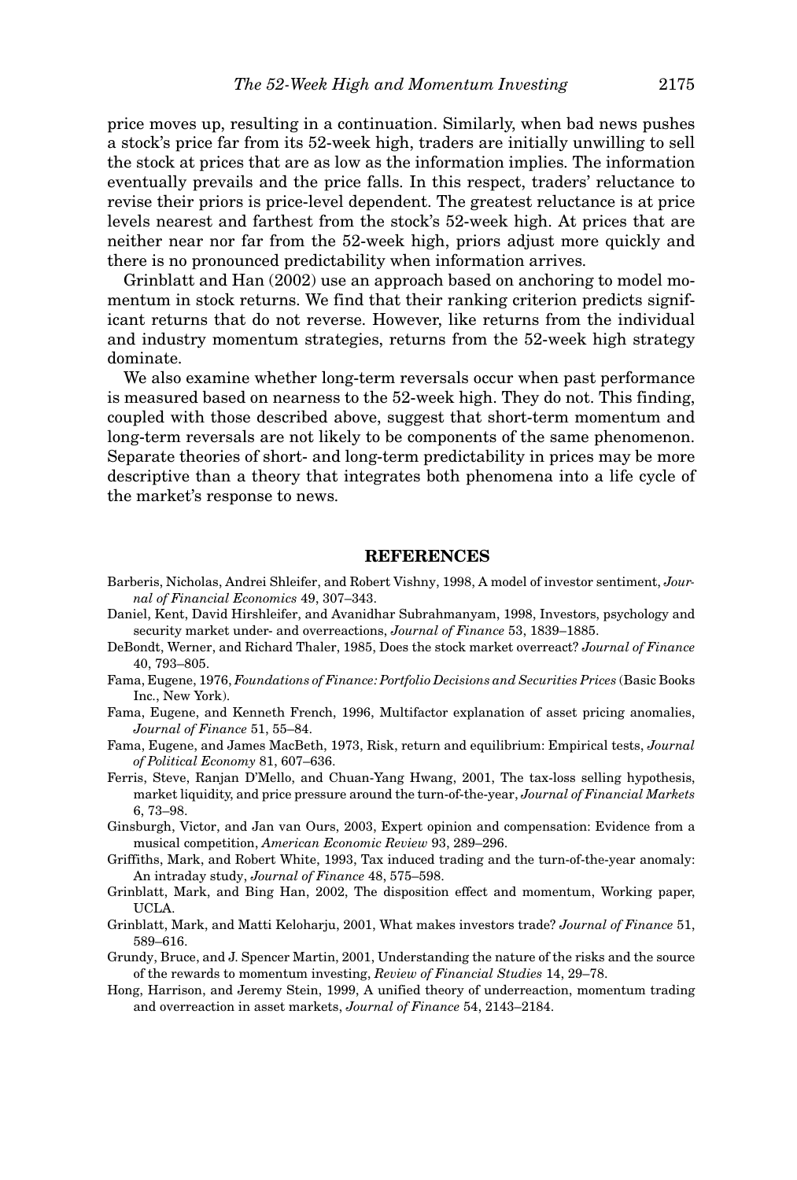price moves up, resulting in a continuation. Similarly, when bad news pushes a stock's price far from its 52-week high, traders are initially unwilling to sell the stock at prices that are as low as the information implies. The information eventually prevails and the price falls. In this respect, traders' reluctance to revise their priors is price-level dependent. The greatest reluctance is at price levels nearest and farthest from the stock's 52-week high. At prices that are neither near nor far from the 52-week high, priors adjust more quickly and there is no pronounced predictability when information arrives.

Grinblatt and Han (2002) use an approach based on anchoring to model momentum in stock returns. We find that their ranking criterion predicts significant returns that do not reverse. However, like returns from the individual and industry momentum strategies, returns from the 52-week high strategy dominate.

We also examine whether long-term reversals occur when past performance is measured based on nearness to the 52-week high. They do not. This finding, coupled with those described above, suggest that short-term momentum and long-term reversals are not likely to be components of the same phenomenon. Separate theories of short- and long-term predictability in prices may be more descriptive than a theory that integrates both phenomena into a life cycle of the market's response to news.

## REFERENCES

Barberis, Nicholas, Andrei Shleifer, and Robert Vishny, 1998, A model of investor sentiment, *Journal of Financial Economics* 49, 307–343.

Daniel, Kent, David Hirshleifer, and Avanidhar Subrahmanyam, 1998, Investors, psychology and security market under- and overreactions, *Journal of Finance* 53, 1839–1885.

DeBondt, Werner, and Richard Thaler, 1985, Does the stock market overreact? *Journal of Finance* 40, 793–805.

Fama, Eugene, 1976, *Foundations of Finance: Portfolio Decisions and Securities Prices* (Basic Books Inc., New York).

Fama, Eugene, and Kenneth French, 1996, Multifactor explanation of asset pricing anomalies, *Journal of Finance* 51, 55–84.

Fama, Eugene, and James MacBeth, 1973, Risk, return and equilibrium: Empirical tests, *Journal of Political Economy* 81, 607–636.

Ferris, Steve, Ranjan D'Mello, and Chuan-Yang Hwang, 2001, The tax-loss selling hypothesis, market liquidity, and price pressure around the turn-of-the-year, *Journal of Financial Markets* 6, 73–98.

Ginsburgh, Victor, and Jan van Ours, 2003, Expert opinion and compensation: Evidence from a musical competition, *American Economic Review* 93, 289–296.

Griffiths, Mark, and Robert White, 1993, Tax induced trading and the turn-of-the-year anomaly: An intraday study, *Journal of Finance* 48, 575–598.

Grinblatt, Mark, and Bing Han, 2002, The disposition effect and momentum, Working paper, UCLA.

Grinblatt, Mark, and Matti Keloharju, 2001, What makes investors trade? *Journal of Finance* 51, 589–616.

Grundy, Bruce, and J. Spencer Martin, 2001, Understanding the nature of the risks and the source of the rewards to momentum investing, *Review of Financial Studies* 14, 29–78.

Hong, Harrison, and Jeremy Stein, 1999, A unified theory of underreaction, momentum trading and overreaction in asset markets, *Journal of Finance* 54, 2143–2184.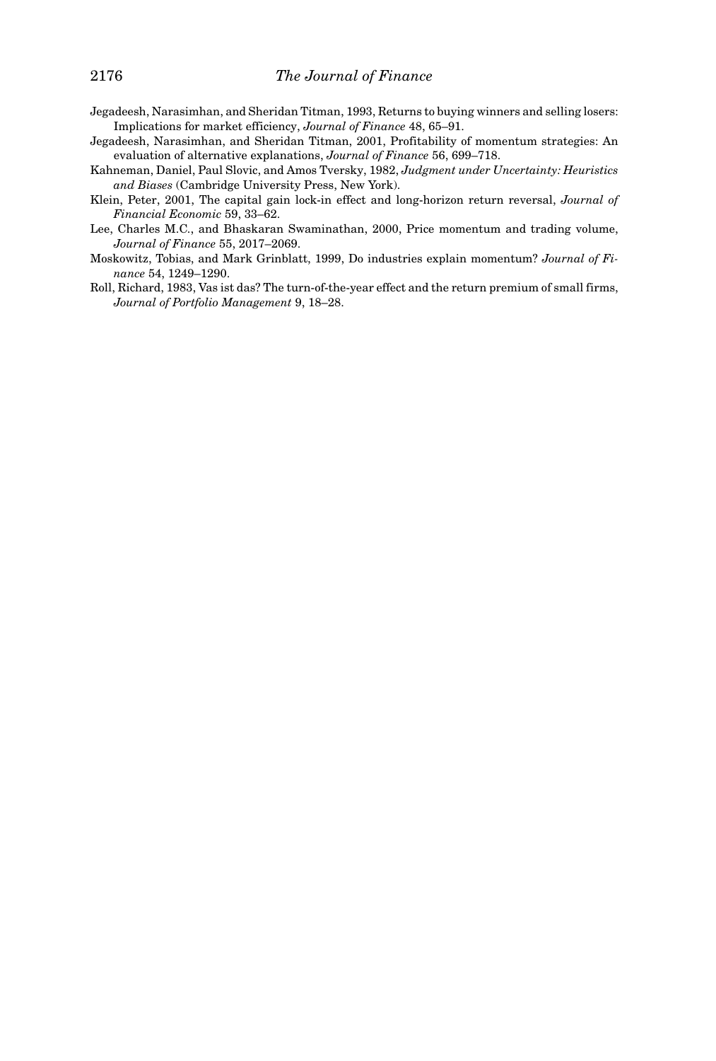Jegadeesh, Narasimhan, and Sheridan Titman, 1993, Returns to buying winners and selling losers: Implications for market efficiency, *Journal of Finance* 48, 65–91.

Jegadeesh, Narasimhan, and Sheridan Titman, 2001, Profitability of momentum strategies: An evaluation of alternative explanations, *Journal of Finance* 56, 699–718.

Kahneman, Daniel, Paul Slovic, and Amos Tversky, 1982, *Judgment under Uncertainty: Heuristics and Biases* (Cambridge University Press, New York).

Klein, Peter, 2001, The capital gain lock-in effect and long-horizon return reversal, *Journal of Financial Economic* 59, 33–62.

Lee, Charles M.C., and Bhaskaran Swaminathan, 2000, Price momentum and trading volume, *Journal of Finance* 55, 2017–2069.

Moskowitz, Tobias, and Mark Grinblatt, 1999, Do industries explain momentum? *Journal of Finance* 54, 1249–1290.

Roll, Richard, 1983, Vas ist das? The turn-of-the-year effect and the return premium of small firms, *Journal of Portfolio Management* 9, 18–28.